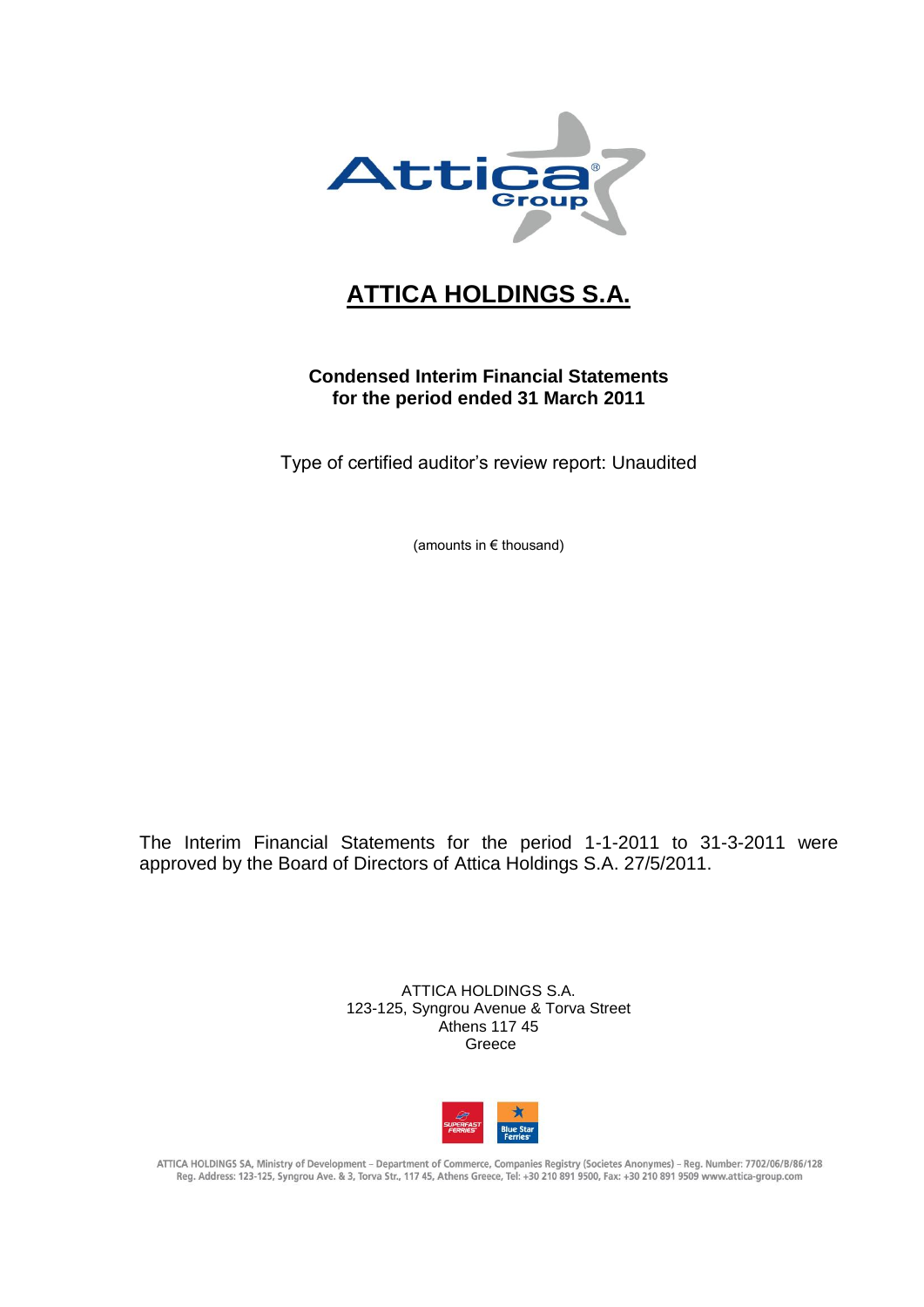# ATTICA HOLDINGS S.A.

**Condensed Interim Financial Statements**
**for the period ended 31 March 2011**

Type of certified auditor's review report: Unaudited

(amounts in € thousand)

The Interim Financial Statements for the period 1-1-2011 to 31-3-2011 were approved by the Board of Directors of Attica Holdings S.A. 27/5/2011.

ATTICA HOLDINGS S.A.
123-125, Syngrou Avenue & Torva Street
Athens 117 45
Greece

ATTICA HOLDINGS SA, Ministry of Development – Department of Commerce, Companies Registry (Societes Anonymes) – Reg. Number: 7702/06/B/86/128
Reg. Address: 123-125, Syngrou Ave. & 3, Torva Str., 117 45, Athens Greece, Tel: +30 210 891 9500, Fax: +30 210 891 9509 www.attica-group.com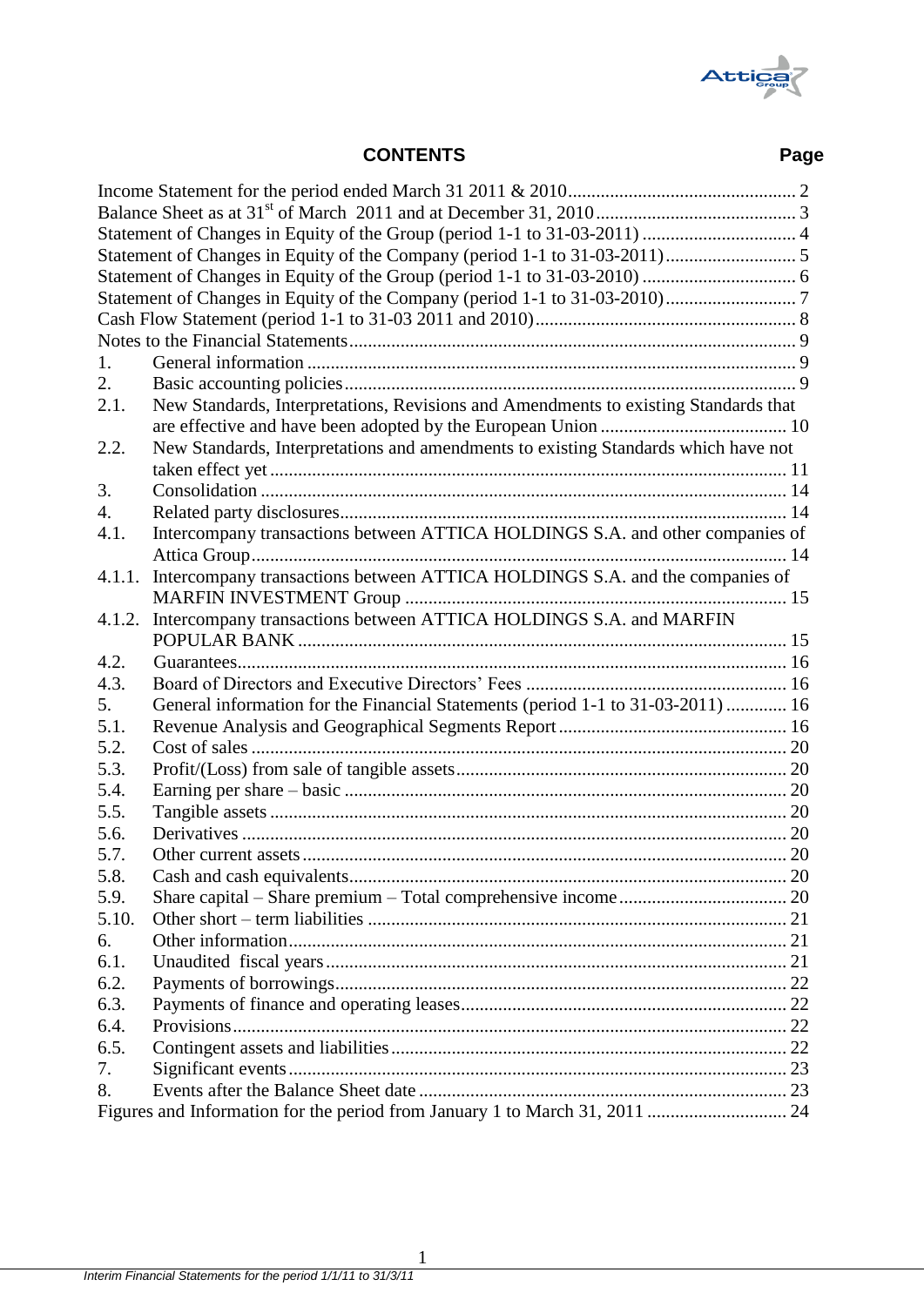## CONTENTS

| | | Page |
|---|---|---|
| Income Statement for the period ended March 31 2011 & 2010 | | 2 |
| Balance Sheet as at 31st of March 2011 and at December 31, 2010 | | 3 |
| Statement of Changes in Equity of the Group (period 1-1 to 31-03-2011) | | 4 |
| Statement of Changes in Equity of the Company (period 1-1 to 31-03-2011) | | 5 |
| Statement of Changes in Equity of the Group (period 1-1 to 31-03-2010) | | 6 |
| Statement of Changes in Equity of the Company (period 1-1 to 31-03-2010) | | 7 |
| Cash Flow Statement (period 1-1 to 31-03 2011 and 2010) | | 8 |
| Notes to the Financial Statements | | 9 |
| 1. | General information | 9 |
| 2. | Basic accounting policies | 9 |
| 2.1. | New Standards, Interpretations, Revisions and Amendments to existing Standards that are effective and have been adopted by the European Union | 10 |
| 2.2. | New Standards, Interpretations and amendments to existing Standards which have not taken effect yet | 11 |
| 3. | Consolidation | 14 |
| 4. | Related party disclosures | 14 |
| 4.1. | Intercompany transactions between ATTICA HOLDINGS S.A. and other companies of Attica Group | 14 |
| 4.1.1. | Intercompany transactions between ATTICA HOLDINGS S.A. and the companies of MARFIN INVESTMENT Group | 15 |
| 4.1.2. | Intercompany transactions between ATTICA HOLDINGS S.A. and MARFIN POPULAR BANK | 15 |
| 4.2. | Guarantees | 16 |
| 4.3. | Board of Directors and Executive Directors' Fees | 16 |
| 5. | General information for the Financial Statements (period 1-1 to 31-03-2011) | 16 |
| 5.1. | Revenue Analysis and Geographical Segments Report | 16 |
| 5.2. | Cost of sales | 20 |
| 5.3. | Profit/(Loss) from sale of tangible assets | 20 |
| 5.4. | Earning per share – basic | 20 |
| 5.5. | Tangible assets | 20 |
| 5.6. | Derivatives | 20 |
| 5.7. | Other current assets | 20 |
| 5.8. | Cash and cash equivalents | 20 |
| 5.9. | Share capital – Share premium – Total comprehensive income | 20 |
| 5.10. | Other short – term liabilities | 21 |
| 6. | Other information | 21 |
| 6.1. | Unaudited fiscal years | 21 |
| 6.2. | Payments of borrowings | 22 |
| 6.3. | Payments of finance and operating leases | 22 |
| 6.4. | Provisions | 22 |
| 6.5. | Contingent assets and liabilities | 22 |
| 7. | Significant events | 23 |
| 8. | Events after the Balance Sheet date | 23 |
| Figures and Information for the period from January 1 to March 31, 2011 | | 24 |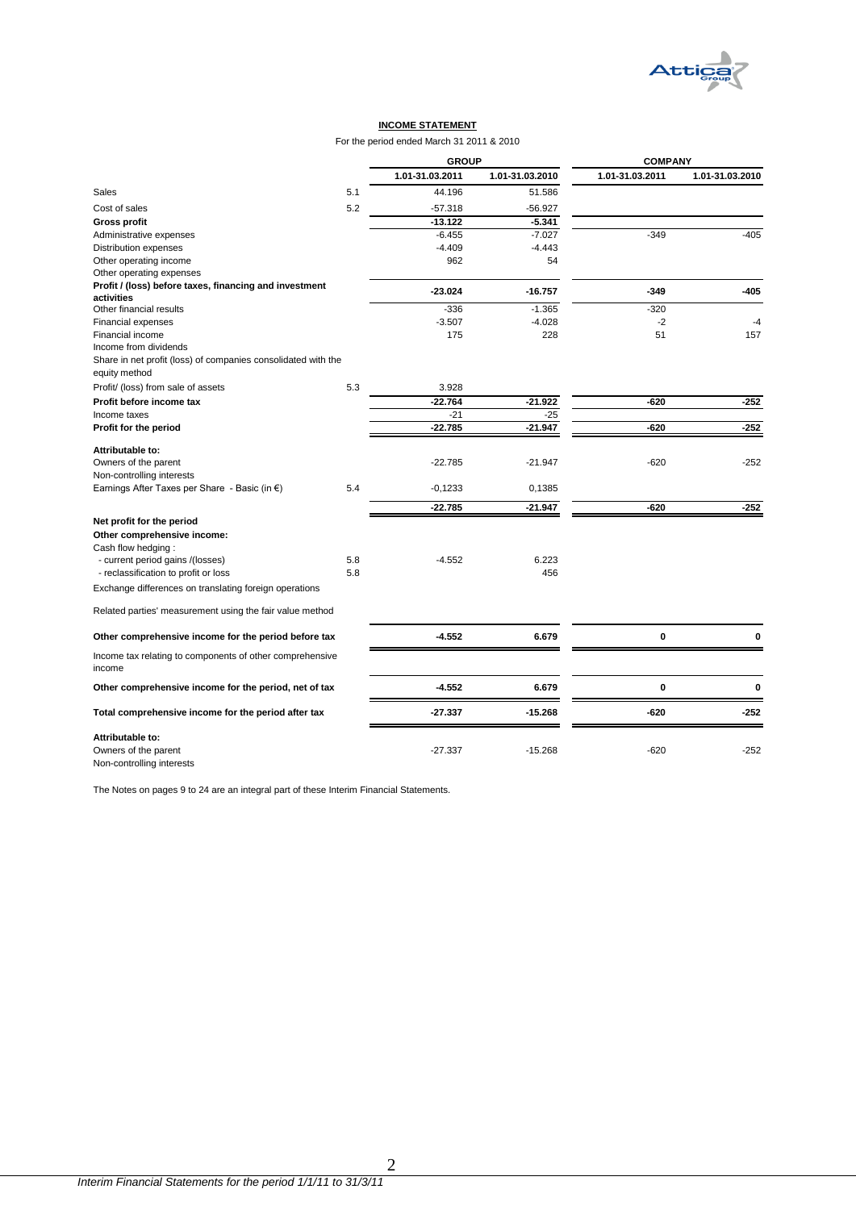## INCOME STATEMENT

For the period ended March 31 2011 & 2010

| | | GROUP | | COMPANY | |
|---|---|---|---|---|---|
| | | 1.01-31.03.2011 | 1.01-31.03.2010 | 1.01-31.03.2011 | 1.01-31.03.2010 |
| Sales | 5.1 | 44.196 | 51.586 | | |
| Cost of sales | 5.2 | -57.318 | -56.927 | | |
| **Gross profit** | | **-13.122** | **-5.341** | | |
| Administrative expenses | | -6.455 | -7.027 | -349 | -405 |
| Distribution expenses | | -4.409 | -4.443 | | |
| Other operating income | | 962 | 54 | | |
| Other operating expenses | | | | | |
| **Profit / (loss) before taxes, financing and investment activities** | | **-23.024** | **-16.757** | **-349** | **-405** |
| Other financial results | | -336 | -1.365 | -320 | |
| Financial expenses | | -3.507 | -4.028 | -2 | -4 |
| Financial income | | 175 | 228 | 51 | 157 |
| Income from dividends | | | | | |
| Share in net profit (loss) of companies consolidated with the equity method | | | | | |
| Profit/ (loss) from sale of assets | 5.3 | 3.928 | | | |
| **Profit before income tax** | | **-22.764** | **-21.922** | **-620** | **-252** |
| Income taxes | | -21 | -25 | | |
| **Profit for the period** | | **-22.785** | **-21.947** | **-620** | **-252** |
| **Attributable to:** | | | | | |
| Owners of the parent | | -22.785 | -21.947 | -620 | -252 |
| Non-controlling interests | | | | | |
| Earnings After Taxes per Share - Basic (in €) | 5.4 | -0,1233 | 0,1385 | | |
| | | **-22.785** | **-21.947** | **-620** | **-252** |
| **Net profit for the period** | | | | | |
| **Other comprehensive income:** | | | | | |
| Cash flow hedging : | | | | | |
| - current period gains /(losses) | 5.8 | -4.552 | 6.223 | | |
| - reclassification to profit or loss | 5.8 | | 456 | | |
| Exchange differences on translating foreign operations | | | | | |
| Related parties' measurement using the fair value method | | | | | |
| **Other comprehensive income for the period before tax** | | **-4.552** | **6.679** | **0** | **0** |
| Income tax relating to components of other comprehensive income | | | | | |
| **Other comprehensive income for the period, net of tax** | | **-4.552** | **6.679** | **0** | **0** |
| **Total comprehensive income for the period after tax** | | **-27.337** | **-15.268** | **-620** | **-252** |
| **Attributable to:** | | | | | |
| Owners of the parent | | -27.337 | -15.268 | -620 | -252 |
| Non-controlling interests | | | | | |

The Notes on pages 9 to 24 are an integral part of these Interim Financial Statements.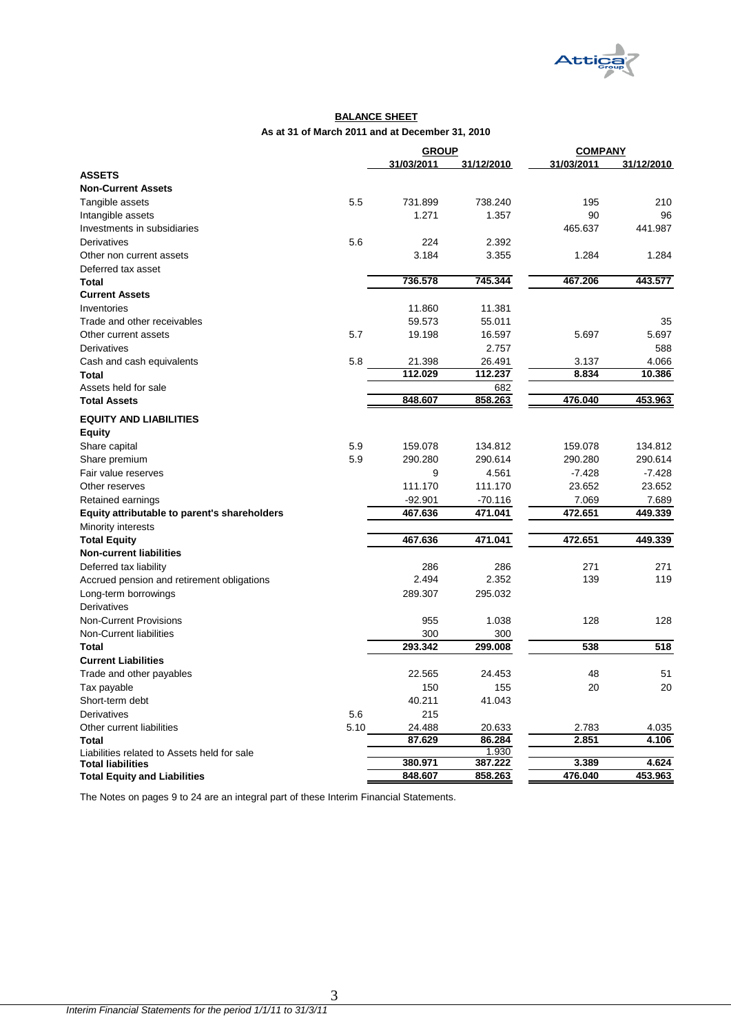## BALANCE SHEET

**As at 31 of March 2011 and at December 31, 2010**

| | | GROUP | | COMPANY | |
|---|---|---|---|---|---|
| | | 31/03/2011 | 31/12/2010 | 31/03/2011 | 31/12/2010 |
| **ASSETS** | | | | | |
| **Non-Current Assets** | | | | | |
| Tangible assets | 5.5 | 731.899 | 738.240 | 195 | 210 |
| Intangible assets | | 1.271 | 1.357 | 90 | 96 |
| Investments in subsidiaries | | | | 465.637 | 441.987 |
| Derivatives | 5.6 | 224 | 2.392 | | |
| Other non current assets | | 3.184 | 3.355 | 1.284 | 1.284 |
| Deferred tax asset | | | | | |
| **Total** | | 736.578 | 745.344 | 467.206 | 443.577 |
| **Current Assets** | | | | | |
| Inventories | | 11.860 | 11.381 | | |
| Trade and other receivables | | 59.573 | 55.011 | | 35 |
| Other current assets | 5.7 | 19.198 | 16.597 | 5.697 | 5.697 |
| Derivatives | | | 2.757 | | 588 |
| Cash and cash equivalents | 5.8 | 21.398 | 26.491 | 3.137 | 4.066 |
| **Total** | | 112.029 | 112.237 | 8.834 | 10.386 |
| Assets held for sale | | | 682 | | |
| **Total Assets** | | 848.607 | 858.263 | 476.040 | 453.963 |
| **EQUITY AND LIABILITIES** | | | | | |
| **Equity** | | | | | |
| Share capital | 5.9 | 159.078 | 134.812 | 159.078 | 134.812 |
| Share premium | 5.9 | 290.280 | 290.614 | 290.280 | 290.614 |
| Fair value reserves | | 9 | 4.561 | -7.428 | -7.428 |
| Other reserves | | 111.170 | 111.170 | 23.652 | 23.652 |
| Retained earnings | | -92.901 | -70.116 | 7.069 | 7.689 |
| **Equity attributable to parent's shareholders** | | 467.636 | 471.041 | 472.651 | 449.339 |
| Minority interests | | | | | |
| **Total Equity** | | 467.636 | 471.041 | 472.651 | 449.339 |
| **Non-current liabilities** | | | | | |
| Deferred tax liability | | 286 | 286 | 271 | 271 |
| Accrued pension and retirement obligations | | 2.494 | 2.352 | 139 | 119 |
| Long-term borrowings | | 289.307 | 295.032 | | |
| Derivatives | | | | | |
| Non-Current Provisions | | 955 | 1.038 | 128 | 128 |
| Non-Current liabilities | | 300 | 300 | | |
| **Total** | | 293.342 | 299.008 | 538 | 518 |
| **Current Liabilities** | | | | | |
| Trade and other payables | | 22.565 | 24.453 | 48 | 51 |
| Tax payable | | 150 | 155 | 20 | 20 |
| Short-term debt | | 40.211 | 41.043 | | |
| Derivatives | 5.6 | 215 | | | |
| Other current liabilities | 5.10 | 24.488 | 20.633 | 2.783 | 4.035 |
| **Total** | | 87.629 | 86.284 | 2.851 | 4.106 |
| Liabilities related to Assets held for sale | | | 1.930 | | |
| **Total liabilities** | | 380.971 | 387.222 | 3.389 | 4.624 |
| **Total Equity and Liabilities** | | 848.607 | 858.263 | 476.040 | 453.963 |

The Notes on pages 9 to 24 are an integral part of these Interim Financial Statements.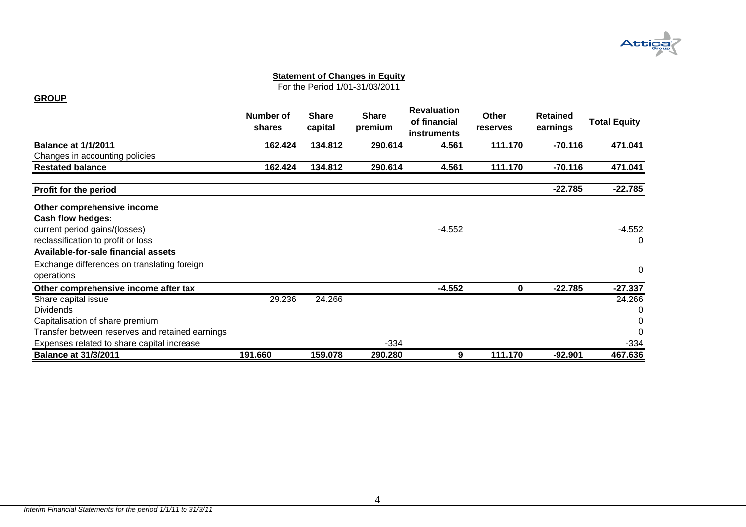**Statement of Changes in Equity**

For the Period 1/01-31/03/2011

**GROUP**

| | Number of shares | Share capital | Share premium | Revaluation of financial instruments | Other reserves | Retained earnings | Total Equity |
|---|---|---|---|---|---|---|---|
| **Balance at 1/1/2011** | **162.424** | **134.812** | **290.614** | **4.561** | **111.170** | **-70.116** | **471.041** |
| Changes in accounting policies | | | | | | | |
| **Restated balance** | **162.424** | **134.812** | **290.614** | **4.561** | **111.170** | **-70.116** | **471.041** |
| **Profit for the period** | | | | | | **-22.785** | **-22.785** |
| **Other comprehensive income** | | | | | | | |
| **Cash flow hedges:** | | | | | | | |
| current period gains/(losses) | | | | -4.552 | | | -4.552 |
| reclassification to profit or loss | | | | | | | 0 |
| **Available-for-sale financial assets** | | | | | | | |
| Exchange differences on translating foreign operations | | | | | | | 0 |
| **Other comprehensive income after tax** | | | | **-4.552** | **0** | **-22.785** | **-27.337** |
| Share capital issue | 29.236 | 24.266 | | | | | 24.266 |
| Dividends | | | | | | | 0 |
| Capitalisation of share premium | | | | | | | 0 |
| Transfer between reserves and retained earnings | | | | | | | 0 |
| Expenses related to share capital increase | | | -334 | | | | -334 |
| **Balance at 31/3/2011** | **191.660** | **159.078** | **290.280** | **9** | **111.170** | **-92.901** | **467.636** |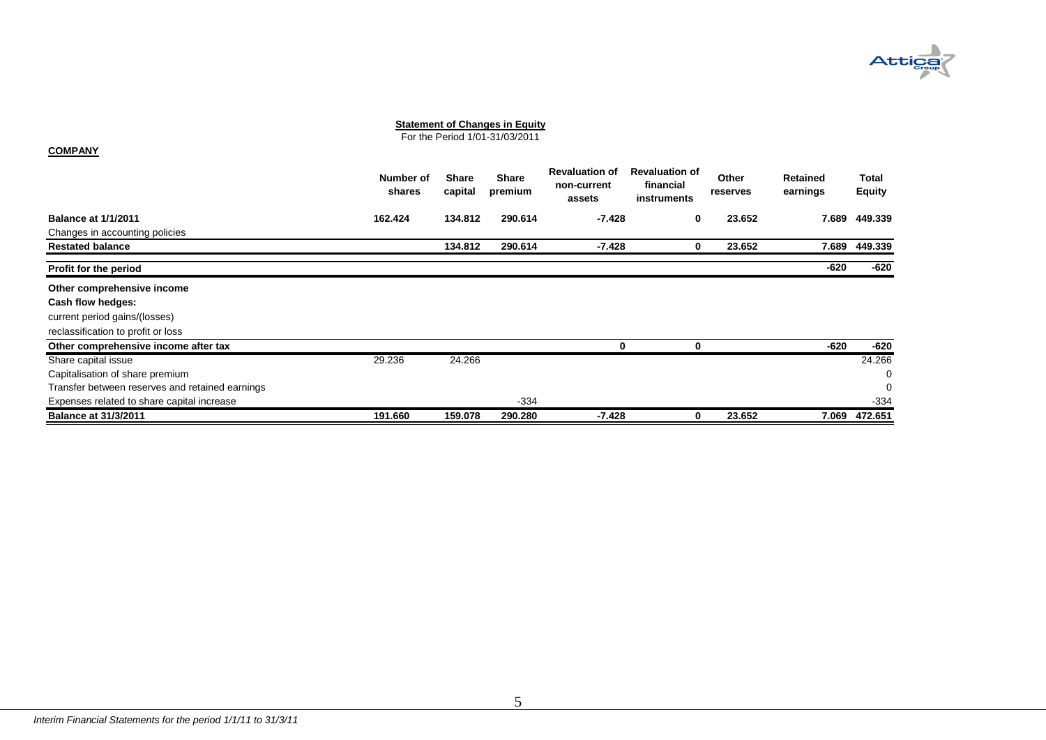**Statement of Changes in Equity**

For the Period 1/01-31/03/2011

**COMPANY**

| | Number of shares | Share capital | Share premium | Revaluation of non-current assets | Revaluation of financial instruments | Other reserves | Retained earnings | Total Equity |
|---|---|---|---|---|---|---|---|---|
| **Balance at 1/1/2011** | **162.424** | **134.812** | **290.614** | **-7.428** | **0** | **23.652** | **7.689** | **449.339** |
| Changes in accounting policies | | | | | | | | |
| **Restated balance** | | **134.812** | **290.614** | **-7.428** | **0** | **23.652** | **7.689** | **449.339** |
| **Profit for the period** | | | | | | | **-620** | **-620** |
| **Other comprehensive income** | | | | | | | | |
| **Cash flow hedges:** | | | | | | | | |
| current period gains/(losses) | | | | | | | | |
| reclassification to profit or loss | | | | | | | | |
| **Other comprehensive income after tax** | | | | **0** | **0** | | **-620** | **-620** |
| Share capital issue | 29.236 | 24.266 | | | | | | 24.266 |
| Capitalisation of share premium | | | | | | | | 0 |
| Transfer between reserves and retained earnings | | | | | | | | 0 |
| Expenses related to share capital increase | | | -334 | | | | | -334 |
| **Balance at 31/3/2011** | **191.660** | **159.078** | **290.280** | **-7.428** | **0** | **23.652** | **7.069** | **472.651** |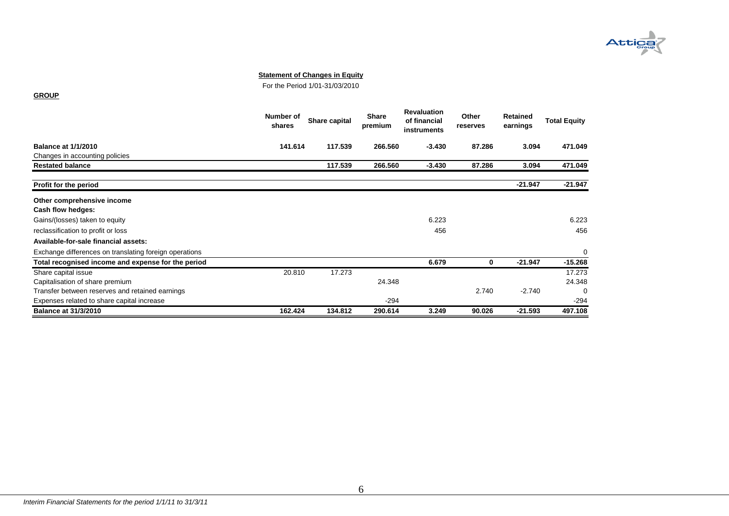**Statement of Changes in Equity**

For the Period 1/01-31/03/2010

**GROUP**

| | Number of shares | Share capital | Share premium | Revaluation of financial instruments | Other reserves | Retained earnings | Total Equity |
|---|---|---|---|---|---|---|---|
| **Balance at 1/1/2010** | **141.614** | **117.539** | **266.560** | **-3.430** | **87.286** | **3.094** | **471.049** |
| Changes in accounting policies | | | | | | | |
| **Restated balance** | | **117.539** | **266.560** | **-3.430** | **87.286** | **3.094** | **471.049** |
| **Profit for the period** | | | | | | **-21.947** | **-21.947** |
| **Other comprehensive income** | | | | | | | |
| **Cash flow hedges:** | | | | | | | |
| Gains/(losses) taken to equity | | | | 6.223 | | | 6.223 |
| reclassification to profit or loss | | | | 456 | | | 456 |
| **Available-for-sale financial assets:** | | | | | | | |
| Exchange differences on translating foreign operations | | | | | | | 0 |
| **Total recognised income and expense for the period** | | | | **6.679** | **0** | **-21.947** | **-15.268** |
| Share capital issue | 20.810 | 17.273 | | | | | 17.273 |
| Capitalisation of share premium | | | 24.348 | | | | 24.348 |
| Transfer between reserves and retained earnings | | | | | 2.740 | -2.740 | 0 |
| Expenses related to share capital increase | | | -294 | | | | -294 |
| **Balance at 31/3/2010** | **162.424** | **134.812** | **290.614** | **3.249** | **90.026** | **-21.593** | **497.108** |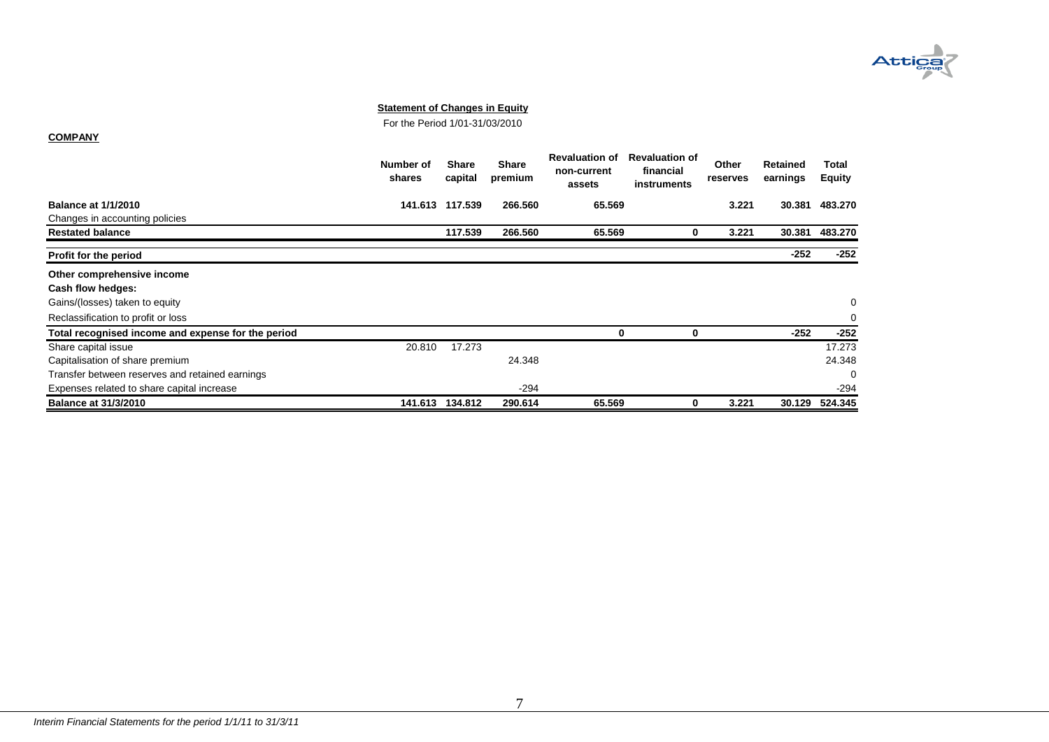**Statement of Changes in Equity**

For the Period 1/01-31/03/2010

**COMPANY**

| | Number of shares | Share capital | Share premium | Revaluation of non-current assets | Revaluation of financial instruments | Other reserves | Retained earnings | Total Equity |
|---|---|---|---|---|---|---|---|---|
| **Balance at 1/1/2010** | **141.613** | **117.539** | **266.560** | **65.569** | | **3.221** | **30.381** | **483.270** |
| Changes in accounting policies | | | | | | | | |
| **Restated balance** | | **117.539** | **266.560** | **65.569** | **0** | **3.221** | **30.381** | **483.270** |
| **Profit for the period** | | | | | | | **-252** | **-252** |
| **Other comprehensive income** | | | | | | | | |
| **Cash flow hedges:** | | | | | | | | |
| Gains/(losses) taken to equity | | | | | | | | 0 |
| Reclassification to profit or loss | | | | | | | | 0 |
| **Total recognised income and expense for the period** | | | | **0** | **0** | | **-252** | **-252** |
| Share capital issue | 20.810 | 17.273 | | | | | | 17.273 |
| Capitalisation of share premium | | | 24.348 | | | | | 24.348 |
| Transfer between reserves and retained earnings | | | | | | | | 0 |
| Expenses related to share capital increase | | | -294 | | | | | -294 |
| **Balance at 31/3/2010** | **141.613** | **134.812** | **290.614** | **65.569** | **0** | **3.221** | **30.129** | **524.345** |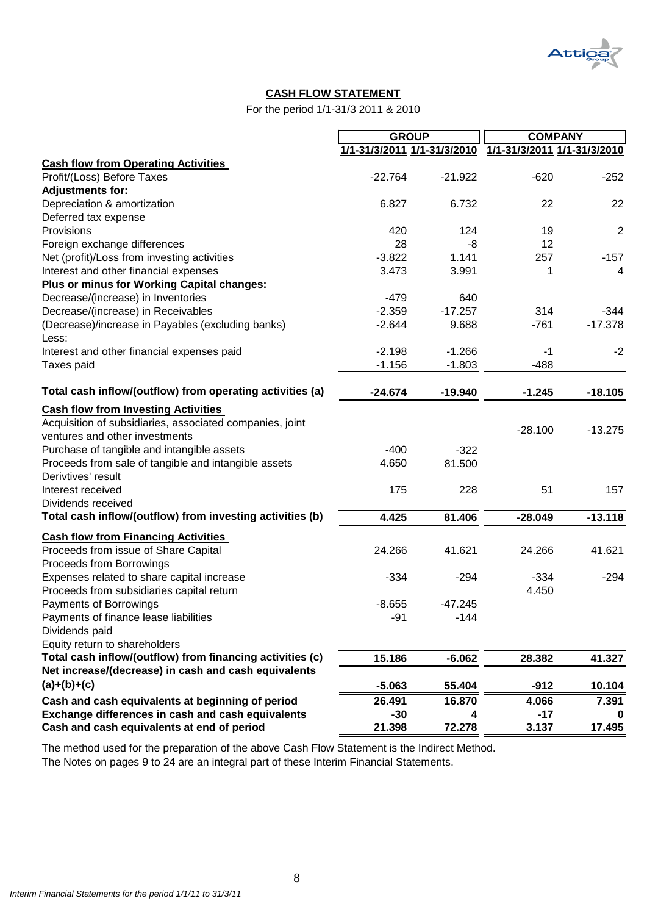## CASH FLOW STATEMENT

For the period 1/1-31/3 2011 & 2010

| | GROUP | | COMPANY | |
|---|---|---|---|---|
| | 1/1-31/3/2011 | 1/1-31/3/2010 | 1/1-31/3/2011 | 1/1-31/3/2010 |
| **Cash flow from Operating Activities** | | | | |
| Profit/(Loss) Before Taxes | -22.764 | -21.922 | -620 | -252 |
| **Adjustments for:** | | | | |
| Depreciation & amortization | 6.827 | 6.732 | 22 | 22 |
| Deferred tax expense | | | | |
| Provisions | 420 | 124 | 19 | 2 |
| Foreign exchange differences | 28 | -8 | 12 | |
| Net (profit)/Loss from investing activities | -3.822 | 1.141 | 257 | -157 |
| Interest and other financial expenses | 3.473 | 3.991 | 1 | 4 |
| **Plus or minus for Working Capital changes:** | | | | |
| Decrease/(increase) in Inventories | -479 | 640 | | |
| Decrease/(increase) in Receivables | -2.359 | -17.257 | 314 | -344 |
| (Decrease)/increase in Payables (excluding banks) | -2.644 | 9.688 | -761 | -17.378 |
| Less: | | | | |
| Interest and other financial expenses paid | -2.198 | -1.266 | -1 | -2 |
| Taxes paid | -1.156 | -1.803 | -488 | |
| **Total cash inflow/(outflow) from operating activities (a)** | **-24.674** | **-19.940** | **-1.245** | **-18.105** |
| **Cash flow from Investing Activities** | | | | |
| Acquisition of subsidiaries, associated companies, joint ventures and other investments | | | -28.100 | -13.275 |
| Purchase of tangible and intangible assets | -400 | -322 | | |
| Proceeds from sale of tangible and intangible assets | 4.650 | 81.500 | | |
| Derivtives' result | | | | |
| Interest received | 175 | 228 | 51 | 157 |
| Dividends received | | | | |
| **Total cash inflow/(outflow) from investing activities (b)** | **4.425** | **81.406** | **-28.049** | **-13.118** |
| **Cash flow from Financing Activities** | | | | |
| Proceeds from issue of Share Capital | 24.266 | 41.621 | 24.266 | 41.621 |
| Proceeds from Borrowings | | | | |
| Expenses related to share capital increase | -334 | -294 | -334 | -294 |
| Proceeds from subsidiaries capital return | | | 4.450 | |
| Payments of Borrowings | -8.655 | -47.245 | | |
| Payments of finance lease liabilities | -91 | -144 | | |
| Dividends paid | | | | |
| Equity return to shareholders | | | | |
| **Total cash inflow/(outflow) from financing activities (c)** | **15.186** | **-6.062** | **28.382** | **41.327** |
| **Net increase/(decrease) in cash and cash equivalents (a)+(b)+(c)** | **-5.063** | **55.404** | **-912** | **10.104** |
| **Cash and cash equivalents at beginning of period** | **26.491** | **16.870** | **4.066** | **7.391** |
| **Exchange differences in cash and cash equivalents** | **-30** | **4** | **-17** | **0** |
| **Cash and cash equivalents at end of period** | **21.398** | **72.278** | **3.137** | **17.495** |

The method used for the preparation of the above Cash Flow Statement is the Indirect Method.
The Notes on pages 9 to 24 are an integral part of these Interim Financial Statements.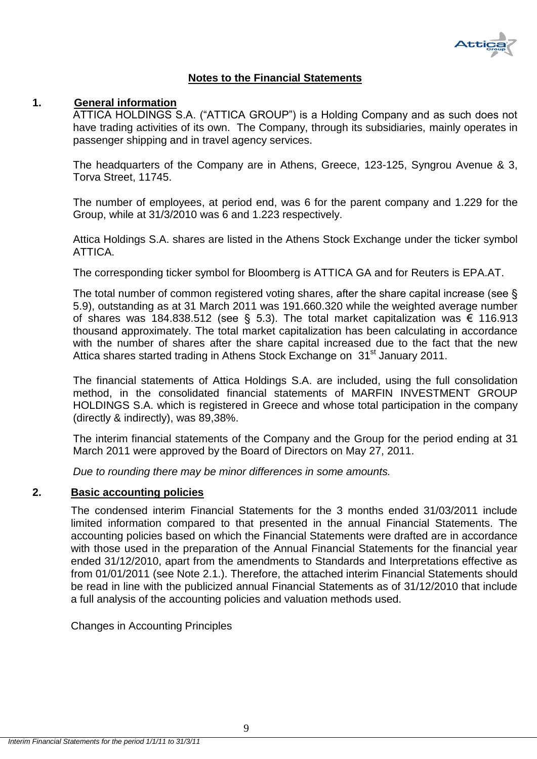## Notes to the Financial Statements

### 1. General information

ATTICA HOLDINGS S.A. ("ATTICA GROUP") is a Holding Company and as such does not have trading activities of its own. The Company, through its subsidiaries, mainly operates in passenger shipping and in travel agency services.

The headquarters of the Company are in Athens, Greece, 123-125, Syngrou Avenue & 3, Torva Street, 11745.

The number of employees, at period end, was 6 for the parent company and 1.229 for the Group, while at 31/3/2010 was 6 and 1.223 respectively.

Attica Holdings S.A. shares are listed in the Athens Stock Exchange under the ticker symbol ATTICA.

The corresponding ticker symbol for Bloomberg is ATTICA GA and for Reuters is EPA.AT.

The total number of common registered voting shares, after the share capital increase (see § 5.9), outstanding as at 31 March 2011 was 191.660.320 while the weighted average number of shares was 184.838.512 (see § 5.3). The total market capitalization was € 116.913 thousand approximately. The total market capitalization has been calculating in accordance with the number of shares after the share capital increased due to the fact that the new Attica shares started trading in Athens Stock Exchange on 31st January 2011.

The financial statements of Attica Holdings S.A. are included, using the full consolidation method, in the consolidated financial statements of MARFIN INVESTMENT GROUP HOLDINGS S.A. which is registered in Greece and whose total participation in the company (directly & indirectly), was 89,38%.

The interim financial statements of the Company and the Group for the period ending at 31 March 2011 were approved by the Board of Directors on May 27, 2011.

*Due to rounding there may be minor differences in some amounts.*

### 2. Basic accounting policies

The condensed interim Financial Statements for the 3 months ended 31/03/2011 include limited information compared to that presented in the annual Financial Statements. The accounting policies based on which the Financial Statements were drafted are in accordance with those used in the preparation of the Annual Financial Statements for the financial year ended 31/12/2010, apart from the amendments to Standards and Interpretations effective as from 01/01/2011 (see Note 2.1.). Therefore, the attached interim Financial Statements should be read in line with the publicized annual Financial Statements as of 31/12/2010 that include a full analysis of the accounting policies and valuation methods used.

Changes in Accounting Principles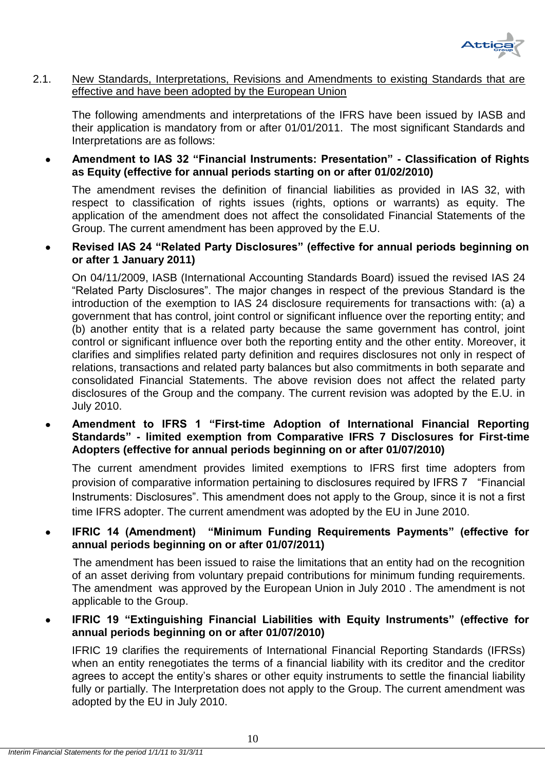## 2.1. New Standards, Interpretations, Revisions and Amendments to existing Standards that are effective and have been adopted by the European Union

The following amendments and interpretations of the IFRS have been issued by IASB and their application is mandatory from or after 01/01/2011. The most significant Standards and Interpretations are as follows:

- **Amendment to IAS 32 "Financial Instruments: Presentation" - Classification of Rights as Equity (effective for annual periods starting on or after 01/02/2010)**

  The amendment revises the definition of financial liabilities as provided in IAS 32, with respect to classification of rights issues (rights, options or warrants) as equity. The application of the amendment does not affect the consolidated Financial Statements of the Group. The current amendment has been approved by the E.U.

- **Revised IAS 24 "Related Party Disclosures" (effective for annual periods beginning on or after 1 January 2011)**

  On 04/11/2009, IASB (International Accounting Standards Board) issued the revised IAS 24 "Related Party Disclosures". The major changes in respect of the previous Standard is the introduction of the exemption to IAS 24 disclosure requirements for transactions with: (a) a government that has control, joint control or significant influence over the reporting entity; and (b) another entity that is a related party because the same government has control, joint control or significant influence over both the reporting entity and the other entity. Moreover, it clarifies and simplifies related party definition and requires disclosures not only in respect of relations, transactions and related party balances but also commitments in both separate and consolidated Financial Statements. The above revision does not affect the related party disclosures of the Group and the company. The current revision was adopted by the E.U. in July 2010.

- **Amendment to IFRS 1 "First-time Adoption of International Financial Reporting Standards" - limited exemption from Comparative IFRS 7 Disclosures for First-time Adopters (effective for annual periods beginning on or after 01/07/2010)**

  The current amendment provides limited exemptions to IFRS first time adopters from provision of comparative information pertaining to disclosures required by IFRS 7 "Financial Instruments: Disclosures". This amendment does not apply to the Group, since it is not a first time IFRS adopter. The current amendment was adopted by the EU in June 2010.

- **IFRIC 14 (Amendment) "Minimum Funding Requirements Payments" (effective for annual periods beginning on or after 01/07/2011)**

  The amendment has been issued to raise the limitations that an entity had on the recognition of an asset deriving from voluntary prepaid contributions for minimum funding requirements. The amendment was approved by the European Union in July 2010 . The amendment is not applicable to the Group.

- **IFRIC 19 "Extinguishing Financial Liabilities with Equity Instruments" (effective for annual periods beginning on or after 01/07/2010)**

  IFRIC 19 clarifies the requirements of International Financial Reporting Standards (IFRSs) when an entity renegotiates the terms of a financial liability with its creditor and the creditor agrees to accept the entity's shares or other equity instruments to settle the financial liability fully or partially. The Interpretation does not apply to the Group. The current amendment was adopted by the EU in July 2010.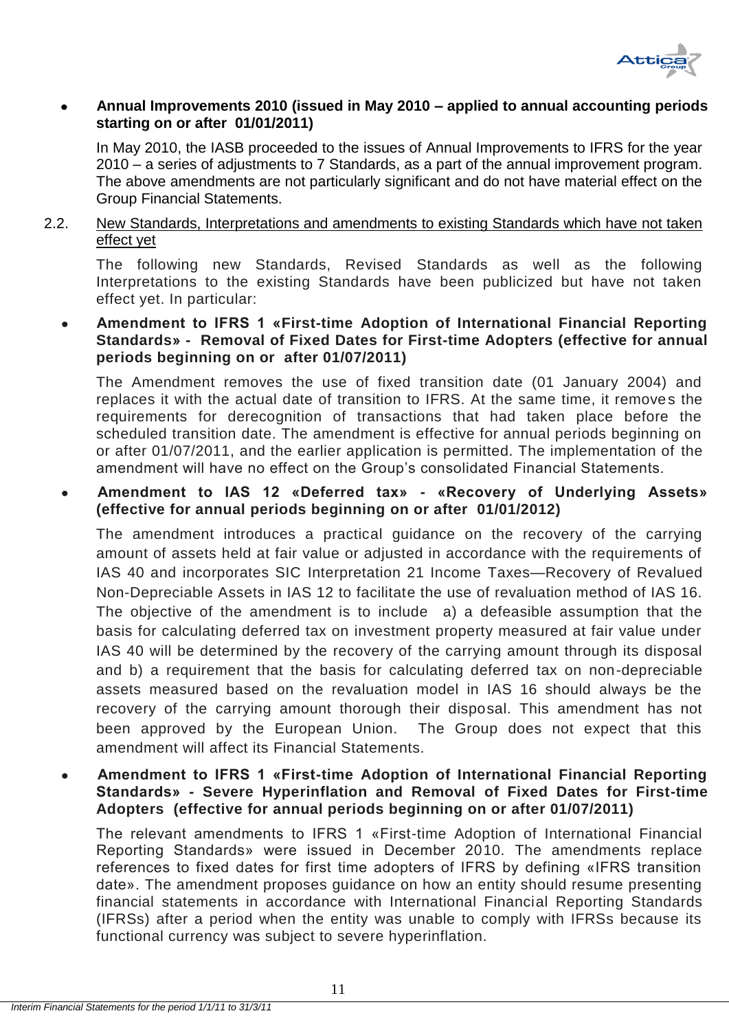- **Annual Improvements 2010 (issued in May 2010 – applied to annual accounting periods starting on or after 01/01/2011)**

  In May 2010, the IASB proceeded to the issues of Annual Improvements to IFRS for the year 2010 – a series of adjustments to 7 Standards, as a part of the annual improvement program. The above amendments are not particularly significant and do not have material effect on the Group Financial Statements.

2.2. New Standards, Interpretations and amendments to existing Standards which have not taken effect yet

The following new Standards, Revised Standards as well as the following Interpretations to the existing Standards have been publicized but have not taken effect yet. In particular:

- **Amendment to IFRS 1 «First-time Adoption of International Financial Reporting Standards» - Removal of Fixed Dates for First-time Adopters (effective for annual periods beginning on or after 01/07/2011)**

  The Amendment removes the use of fixed transition date (01 January 2004) and replaces it with the actual date of transition to IFRS. At the same time, it removes the requirements for derecognition of transactions that had taken place before the scheduled transition date. The amendment is effective for annual periods beginning on or after 01/07/2011, and the earlier application is permitted. The implementation of the amendment will have no effect on the Group's consolidated Financial Statements.

- **Amendment to IAS 12 «Deferred tax» - «Recovery of Underlying Assets» (effective for annual periods beginning on or after 01/01/2012)**

  The amendment introduces a practical guidance on the recovery of the carrying amount of assets held at fair value or adjusted in accordance with the requirements of IAS 40 and incorporates SIC Interpretation 21 Income Taxes—Recovery of Revalued Non-Depreciable Assets in IAS 12 to facilitate the use of revaluation method of IAS 16. The objective of the amendment is to include a) a defeasible assumption that the basis for calculating deferred tax on investment property measured at fair value under IAS 40 will be determined by the recovery of the carrying amount through its disposal and b) a requirement that the basis for calculating deferred tax on non-depreciable assets measured based on the revaluation model in IAS 16 should always be the recovery of the carrying amount thorough their disposal. This amendment has not been approved by the European Union. The Group does not expect that this amendment will affect its Financial Statements.

- **Amendment to IFRS 1 «First-time Adoption of International Financial Reporting Standards» - Severe Hyperinflation and Removal of Fixed Dates for First-time Adopters (effective for annual periods beginning on or after 01/07/2011)**

  The relevant amendments to IFRS 1 «First-time Adoption of International Financial Reporting Standards» were issued in December 2010. The amendments replace references to fixed dates for first time adopters of IFRS by defining «IFRS transition date». The amendment proposes guidance on how an entity should resume presenting financial statements in accordance with International Financial Reporting Standards (IFRSs) after a period when the entity was unable to comply with IFRSs because its functional currency was subject to severe hyperinflation.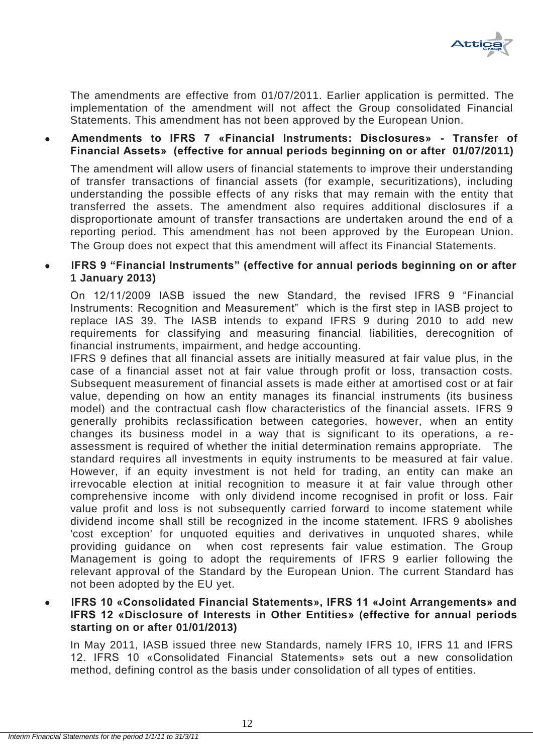The amendments are effective from 01/07/2011. Earlier application is permitted. The implementation of the amendment will not affect the Group consolidated Financial Statements. This amendment has not been approved by the European Union.

- **Amendments to IFRS 7 «Financial Instruments: Disclosures» - Transfer of Financial Assets» (effective for annual periods beginning on or after 01/07/2011)**

  The amendment will allow users of financial statements to improve their understanding of transfer transactions of financial assets (for example, securitizations), including understanding the possible effects of any risks that may remain with the entity that transferred the assets. The amendment also requires additional disclosures if a disproportionate amount of transfer transactions are undertaken around the end of a reporting period. This amendment has not been approved by the European Union. The Group does not expect that this amendment will affect its Financial Statements.

- **IFRS 9 "Financial Instruments" (effective for annual periods beginning on or after 1 January 2013)**

  On 12/11/2009 IASB issued the new Standard, the revised IFRS 9 "Financial Instruments: Recognition and Measurement" which is the first step in IASB project to replace IAS 39. The IASB intends to expand IFRS 9 during 2010 to add new requirements for classifying and measuring financial liabilities, derecognition of financial instruments, impairment, and hedge accounting.
  IFRS 9 defines that all financial assets are initially measured at fair value plus, in the case of a financial asset not at fair value through profit or loss, transaction costs. Subsequent measurement of financial assets is made either at amortised cost or at fair value, depending on how an entity manages its financial instruments (its business model) and the contractual cash flow characteristics of the financial assets. IFRS 9 generally prohibits reclassification between categories, however, when an entity changes its business model in a way that is significant to its operations, a re-assessment is required of whether the initial determination remains appropriate. The standard requires all investments in equity instruments to be measured at fair value. However, if an equity investment is not held for trading, an entity can make an irrevocable election at initial recognition to measure it at fair value through other comprehensive income with only dividend income recognised in profit or loss. Fair value profit and loss is not subsequently carried forward to income statement while dividend income shall still be recognized in the income statement. IFRS 9 abolishes 'cost exception' for unquoted equities and derivatives in unquoted shares, while providing guidance on when cost represents fair value estimation. The Group Management is going to adopt the requirements of IFRS 9 earlier following the relevant approval of the Standard by the European Union. The current Standard has not been adopted by the EU yet.

- **IFRS 10 «Consolidated Financial Statements», IFRS 11 «Joint Arrangements» and IFRS 12 «Disclosure of Interests in Other Entities» (effective for annual periods starting on or after 01/01/2013)**

  In May 2011, IASB issued three new Standards, namely IFRS 10, IFRS 11 and IFRS 12. IFRS 10 «Consolidated Financial Statements» sets out a new consolidation method, defining control as the basis under consolidation of all types of entities.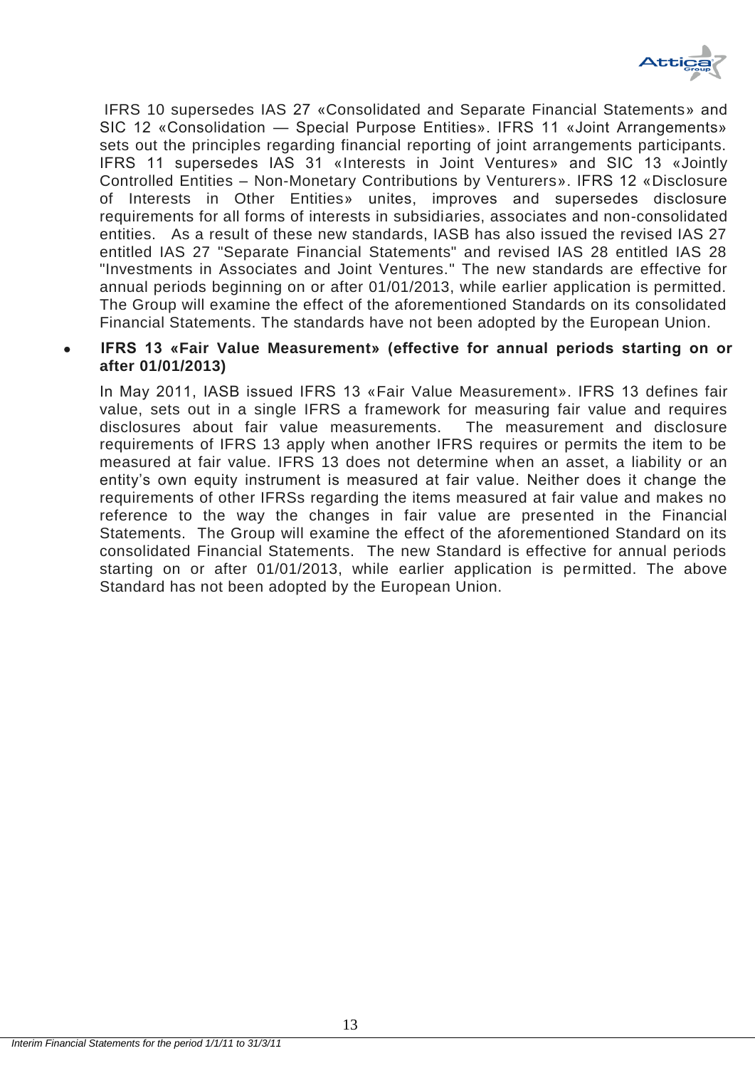IFRS 10 supersedes IAS 27 «Consolidated and Separate Financial Statements» and SIC 12 «Consolidation — Special Purpose Entities». IFRS 11 «Joint Arrangements» sets out the principles regarding financial reporting of joint arrangements participants. IFRS 11 supersedes IAS 31 «Interests in Joint Ventures» and SIC 13 «Jointly Controlled Entities – Non-Monetary Contributions by Venturers». IFRS 12 «Disclosure of Interests in Other Entities» unites, improves and supersedes disclosure requirements for all forms of interests in subsidiaries, associates and non-consolidated entities. As a result of these new standards, IASB has also issued the revised IAS 27 entitled IAS 27 "Separate Financial Statements" and revised IAS 28 entitled IAS 28 "Investments in Associates and Joint Ventures." The new standards are effective for annual periods beginning on or after 01/01/2013, while earlier application is permitted. The Group will examine the effect of the aforementioned Standards on its consolidated Financial Statements. The standards have not been adopted by the European Union.

- **IFRS 13 «Fair Value Measurement» (effective for annual periods starting on or after 01/01/2013)**

  In May 2011, IASB issued IFRS 13 «Fair Value Measurement». IFRS 13 defines fair value, sets out in a single IFRS a framework for measuring fair value and requires disclosures about fair value measurements. The measurement and disclosure requirements of IFRS 13 apply when another IFRS requires or permits the item to be measured at fair value. IFRS 13 does not determine when an asset, a liability or an entity's own equity instrument is measured at fair value. Neither does it change the requirements of other IFRSs regarding the items measured at fair value and makes no reference to the way the changes in fair value are presented in the Financial Statements. The Group will examine the effect of the aforementioned Standard on its consolidated Financial Statements. The new Standard is effective for annual periods starting on or after 01/01/2013, while earlier application is permitted. The above Standard has not been adopted by the European Union.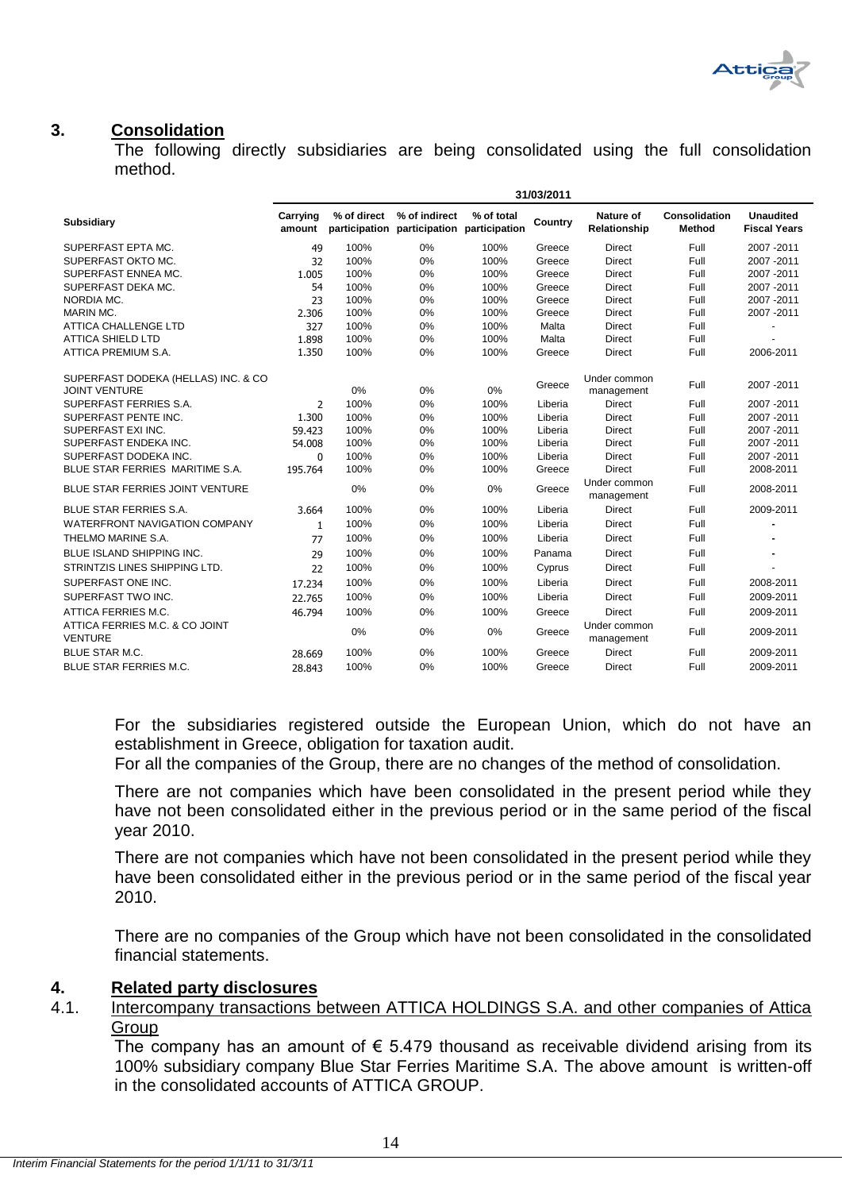## 3. Consolidation

The following directly subsidiaries are being consolidated using the full consolidation method.

| Subsidiary | 31/03/2011 | | | | | | | |
|---|---|---|---|---|---|---|---|---|
| | Carrying amount | % of direct participation | % of indirect participation | % of total participation | Country | Nature of Relationship | Consolidation Method | Unaudited Fiscal Years |
| SUPERFAST EPTA MC. | 49 | 100% | 0% | 100% | Greece | Direct | Full | 2007 -2011 |
| SUPERFAST OKTO MC. | 32 | 100% | 0% | 100% | Greece | Direct | Full | 2007 -2011 |
| SUPERFAST ENNEA MC. | 1.005 | 100% | 0% | 100% | Greece | Direct | Full | 2007 -2011 |
| SUPERFAST DEKA MC. | 54 | 100% | 0% | 100% | Greece | Direct | Full | 2007 -2011 |
| NORDIA MC. | 23 | 100% | 0% | 100% | Greece | Direct | Full | 2007 -2011 |
| MARIN MC. | 2.306 | 100% | 0% | 100% | Greece | Direct | Full | 2007 -2011 |
| ATTICA CHALLENGE LTD | 327 | 100% | 0% | 100% | Malta | Direct | Full | - |
| ATTICA SHIELD LTD | 1.898 | 100% | 0% | 100% | Malta | Direct | Full | - |
| ATTICA PREMIUM S.A. | 1.350 | 100% | 0% | 100% | Greece | Direct | Full | 2006-2011 |
| SUPERFAST DODEKA (HELLAS) INC. & CO JOINT VENTURE | | 0% | 0% | 0% | Greece | Under common management | Full | 2007 -2011 |
| SUPERFAST FERRIES S.A. | 2 | 100% | 0% | 100% | Liberia | Direct | Full | 2007 -2011 |
| SUPERFAST PENTE INC. | 1.300 | 100% | 0% | 100% | Liberia | Direct | Full | 2007 -2011 |
| SUPERFAST EXI INC. | 59.423 | 100% | 0% | 100% | Liberia | Direct | Full | 2007 -2011 |
| SUPERFAST ENDEKA INC. | 54.008 | 100% | 0% | 100% | Liberia | Direct | Full | 2007 -2011 |
| SUPERFAST DODEKA INC. | 0 | 100% | 0% | 100% | Liberia | Direct | Full | 2007 -2011 |
| BLUE STAR FERRIES MARITIME S.A. | 195.764 | 100% | 0% | 100% | Greece | Direct | Full | 2008-2011 |
| BLUE STAR FERRIES JOINT VENTURE | | 0% | 0% | 0% | Greece | Under common management | Full | 2008-2011 |
| BLUE STAR FERRIES S.A. | 3.664 | 100% | 0% | 100% | Liberia | Direct | Full | 2009-2011 |
| WATERFRONT NAVIGATION COMPANY | 1 | 100% | 0% | 100% | Liberia | Direct | Full | - |
| THELMO MARINE S.A. | 77 | 100% | 0% | 100% | Liberia | Direct | Full | - |
| BLUE ISLAND SHIPPING INC. | 29 | 100% | 0% | 100% | Panama | Direct | Full | - |
| STRINTZIS LINES SHIPPING LTD. | 22 | 100% | 0% | 100% | Cyprus | Direct | Full | - |
| SUPERFAST ONE INC. | 17.234 | 100% | 0% | 100% | Liberia | Direct | Full | 2008-2011 |
| SUPERFAST TWO INC. | 22.765 | 100% | 0% | 100% | Liberia | Direct | Full | 2009-2011 |
| ATTICA FERRIES M.C. | 46.794 | 100% | 0% | 100% | Greece | Direct | Full | 2009-2011 |
| ATTICA FERRIES M.C. & CO JOINT VENTURE | | 0% | 0% | 0% | Greece | Under common management | Full | 2009-2011 |
| BLUE STAR M.C. | 28.669 | 100% | 0% | 100% | Greece | Direct | Full | 2009-2011 |
| BLUE STAR FERRIES M.C. | 28.843 | 100% | 0% | 100% | Greece | Direct | Full | 2009-2011 |

For the subsidiaries registered outside the European Union, which do not have an establishment in Greece, obligation for taxation audit.

For all the companies of the Group, there are no changes of the method of consolidation.

There are not companies which have been consolidated in the present period while they have not been consolidated either in the previous period or in the same period of the fiscal year 2010.

There are not companies which have not been consolidated in the present period while they have been consolidated either in the previous period or in the same period of the fiscal year 2010.

There are no companies of the Group which have not been consolidated in the consolidated financial statements.

## 4. Related party disclosures

### 4.1. Intercompany transactions between ATTICA HOLDINGS S.A. and other companies of Attica Group

The company has an amount of € 5.479 thousand as receivable dividend arising from its 100% subsidiary company Blue Star Ferries Maritime S.A. The above amount is written-off in the consolidated accounts of ATTICA GROUP.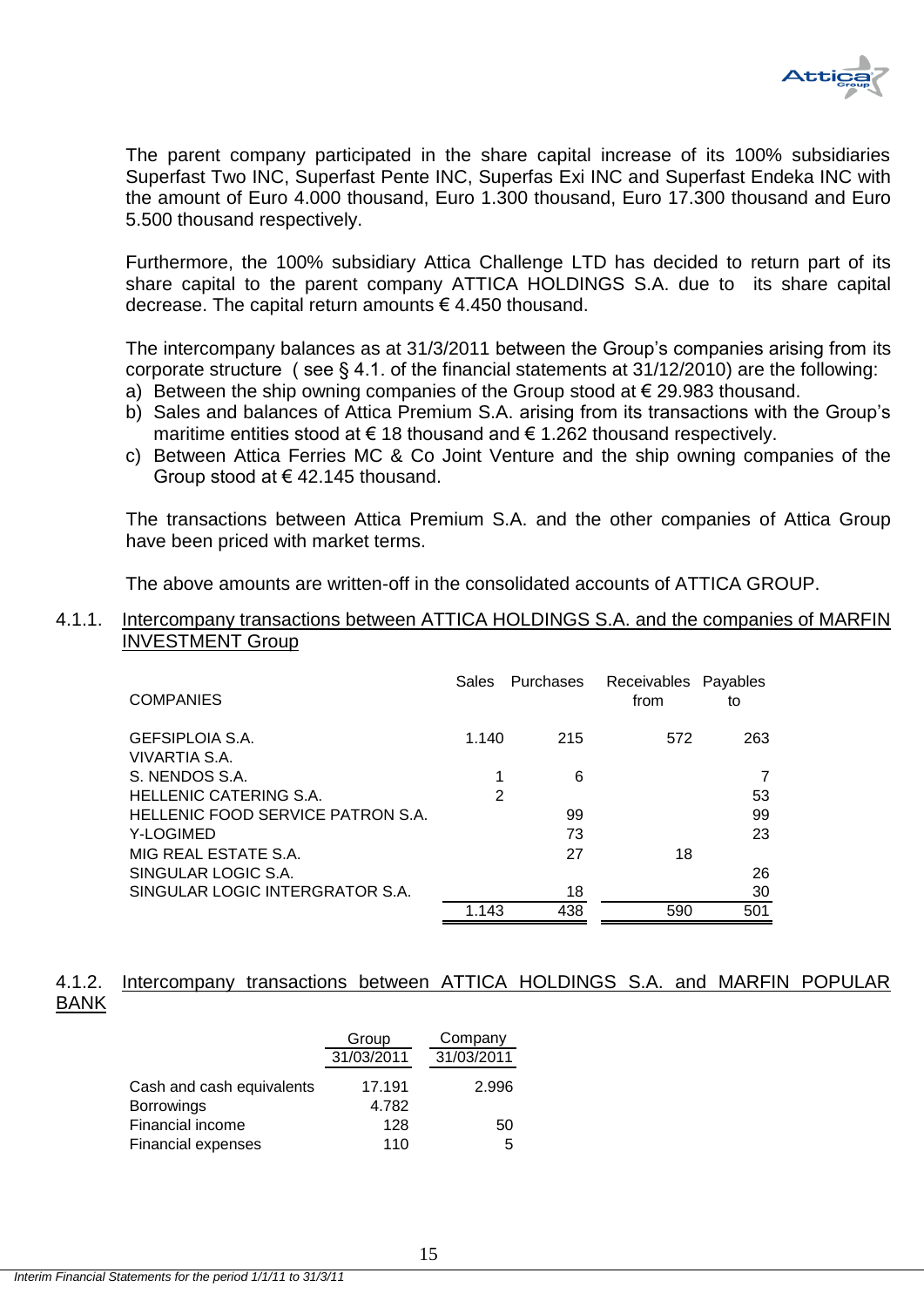The parent company participated in the share capital increase of its 100% subsidiaries Superfast Two INC, Superfast Pente INC, Superfas Exi INC and Superfast Endeka INC with the amount of Euro 4.000 thousand, Euro 1.300 thousand, Euro 17.300 thousand and Euro 5.500 thousand respectively.

Furthermore, the 100% subsidiary Attica Challenge LTD has decided to return part of its share capital to the parent company ATTICA HOLDINGS S.A. due to its share capital decrease. The capital return amounts € 4.450 thousand.

The intercompany balances as at 31/3/2011 between the Group's companies arising from its corporate structure ( see § 4.1. of the financial statements at 31/12/2010) are the following:

a) Between the ship owning companies of the Group stood at € 29.983 thousand.
b) Sales and balances of Attica Premium S.A. arising from its transactions with the Group's maritime entities stood at € 18 thousand and € 1.262 thousand respectively.
c) Between Attica Ferries MC & Co Joint Venture and the ship owning companies of the Group stood at € 42.145 thousand.

The transactions between Attica Premium S.A. and the other companies of Attica Group have been priced with market terms.

The above amounts are written-off in the consolidated accounts of ATTICA GROUP.

### 4.1.1. Intercompany transactions between ATTICA HOLDINGS S.A. and the companies of MARFIN INVESTMENT Group

| COMPANIES | Sales | Purchases | Receivables from | Payables to |
|---|---|---|---|---|
| GEFSIPLOIA S.A. | 1.140 | 215 | 572 | 263 |
| VIVARTIA S.A. | | | | |
| S. NENDOS S.A. | 1 | 6 | | 7 |
| HELLENIC CATERING S.A. | 2 | | | 53 |
| HELLENIC FOOD SERVICE PATRON S.A. | | 99 | | 99 |
| Y-LOGIMED | | 73 | | 23 |
| MIG REAL ESTATE S.A. | | 27 | 18 | |
| SINGULAR LOGIC S.A. | | | | 26 |
| SINGULAR LOGIC INTERGRATOR S.A. | | 18 | | 30 |
| | 1.143 | 438 | 590 | 501 |

### 4.1.2. Intercompany transactions between ATTICA HOLDINGS S.A. and MARFIN POPULAR BANK

| | Group | Company |
|---|---|---|
| | 31/03/2011 | 31/03/2011 |
| Cash and cash equivalents | 17.191 | 2.996 |
| Borrowings | 4.782 | |
| Financial income | 128 | 50 |
| Financial expenses | 110 | 5 |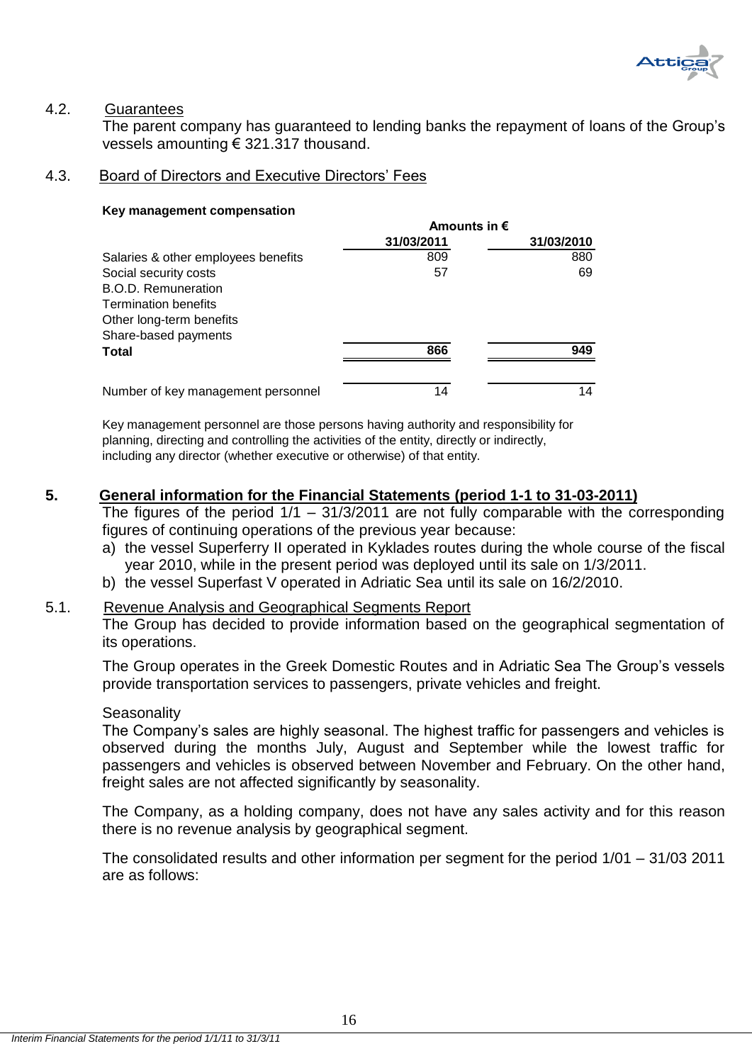4.2. Guarantees

The parent company has guaranteed to lending banks the repayment of loans of the Group's vessels amounting € 321.317 thousand.

4.3. Board of Directors and Executive Directors' Fees

**Key management compensation**

| | Amounts in € | |
|---|---|---|
| | **31/03/2011** | **31/03/2010** |
| Salaries & other employees benefits | 809 | 880 |
| Social security costs | 57 | 69 |
| B.O.D. Remuneration | | |
| Termination benefits | | |
| Other long-term benefits | | |
| Share-based payments | | |
| **Total** | **866** | **949** |
| Number of key management personnel | 14 | 14 |

Key management personnel are those persons having authority and responsibility for planning, directing and controlling the activities of the entity, directly or indirectly, including any director (whether executive or otherwise) of that entity.

## 5. General information for the Financial Statements (period 1-1 to 31-03-2011)

The figures of the period 1/1 – 31/3/2011 are not fully comparable with the corresponding figures of continuing operations of the previous year because:

a) the vessel Superferry II operated in Kyklades routes during the whole course of the fiscal year 2010, while in the present period was deployed until its sale on 1/3/2011.
b) the vessel Superfast V operated in Adriatic Sea until its sale on 16/2/2010.

5.1. Revenue Analysis and Geographical Segments Report

The Group has decided to provide information based on the geographical segmentation of its operations.

The Group operates in the Greek Domestic Routes and in Adriatic Sea The Group's vessels provide transportation services to passengers, private vehicles and freight.

Seasonality

The Company's sales are highly seasonal. The highest traffic for passengers and vehicles is observed during the months July, August and September while the lowest traffic for passengers and vehicles is observed between November and February. On the other hand, freight sales are not affected significantly by seasonality.

The Company, as a holding company, does not have any sales activity and for this reason there is no revenue analysis by geographical segment.

The consolidated results and other information per segment for the period 1/01 – 31/03 2011 are as follows: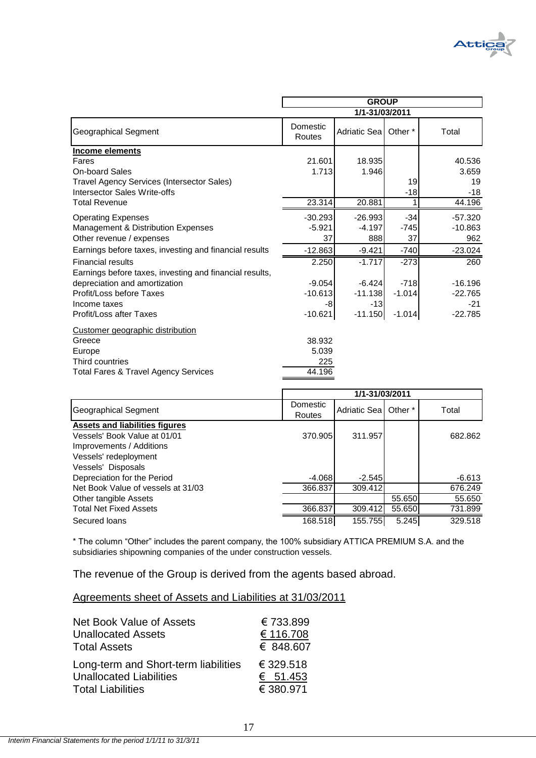| | GROUP | | | |
|---|---|---|---|---|
| | 1/1-31/03/2011 | | | |
| Geographical Segment | Domestic Routes | Adriatic Sea | Other * | Total |
| **Income elements** | | | | |
| Fares | 21.601 | 18.935 | | 40.536 |
| On-board Sales | 1.713 | 1.946 | | 3.659 |
| Travel Agency Services (Intersector Sales) | | | 19 | 19 |
| Intersector Sales Write-offs | | | -18 | -18 |
| Total Revenue | 23.314 | 20.881 | 1 | 44.196 |
| Operating Expenses | -30.293 | -26.993 | -34 | -57.320 |
| Management & Distribution Expenses | -5.921 | -4.197 | -745 | -10.863 |
| Other revenue / expenses | 37 | 888 | 37 | 962 |
| Earnings before taxes, investing and financial results | -12.863 | -9.421 | -740 | -23.024 |
| Financial results | 2.250 | -1.717 | -273 | 260 |
| Earnings before taxes, investing and financial results, depreciation and amortization | -9.054 | -6.424 | -718 | -16.196 |
| Profit/Loss before Taxes | -10.613 | -11.138 | -1.014 | -22.765 |
| Income taxes | -8 | -13 | | -21 |
| Profit/Loss after Taxes | -10.621 | -11.150 | -1.014 | -22.785 |
| Customer geographic distribution | | | | |
| Greece | 38.932 | | | |
| Europe | 5.039 | | | |
| Third countries | 225 | | | |
| Total Fares & Travel Agency Services | 44.196 | | | |

| | 1/1-31/03/2011 | | | |
|---|---|---|---|---|
| Geographical Segment | Domestic Routes | Adriatic Sea | Other * | Total |
| **Assets and liabilities figures** | | | | |
| Vessels' Book Value at 01/01 | 370.905 | 311.957 | | 682.862 |
| Improvements / Additions | | | | |
| Vessels' redeployment | | | | |
| Vessels' Disposals | | | | |
| Depreciation for the Period | -4.068 | -2.545 | | -6.613 |
| Net Book Value of vessels at 31/03 | 366.837 | 309.412 | | 676.249 |
| Other tangible Assets | | | 55.650 | 55.650 |
| Total Net Fixed Assets | 366.837 | 309.412 | 55.650 | 731.899 |
| Secured loans | 168.518 | 155.755 | 5.245 | 329.518 |

* The column "Other" includes the parent company, the 100% subsidiary ATTICA PREMIUM S.A. and the subsidiaries shipowning companies of the under construction vessels.

The revenue of the Group is derived from the agents based abroad.

Agreements sheet of Assets and Liabilities at 31/03/2011

| | |
|---|---|
| Net Book Value of Assets | € 733.899 |
| Unallocated Assets | € 116.708 |
| Total Assets | € 848.607 |
| Long-term and Short-term liabilities | € 329.518 |
| Unallocated Liabilities | € 51.453 |
| Total Liabilities | € 380.971 |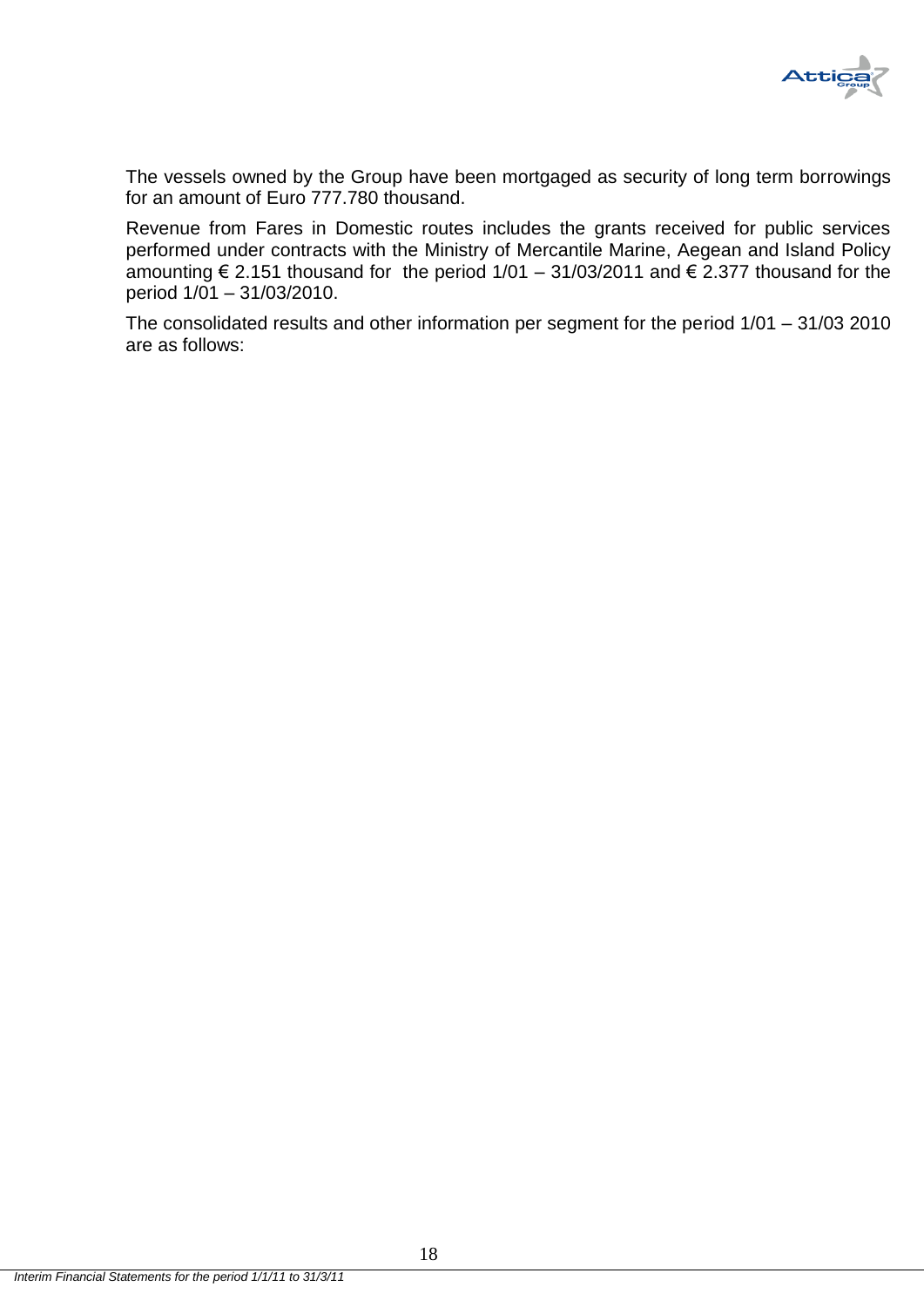The vessels owned by the Group have been mortgaged as security of long term borrowings for an amount of Euro 777.780 thousand.

Revenue from Fares in Domestic routes includes the grants received for public services performed under contracts with the Ministry of Mercantile Marine, Aegean and Island Policy amounting € 2.151 thousand for the period 1/01 – 31/03/2011 and € 2.377 thousand for the period 1/01 – 31/03/2010.

The consolidated results and other information per segment for the period 1/01 – 31/03 2010 are as follows: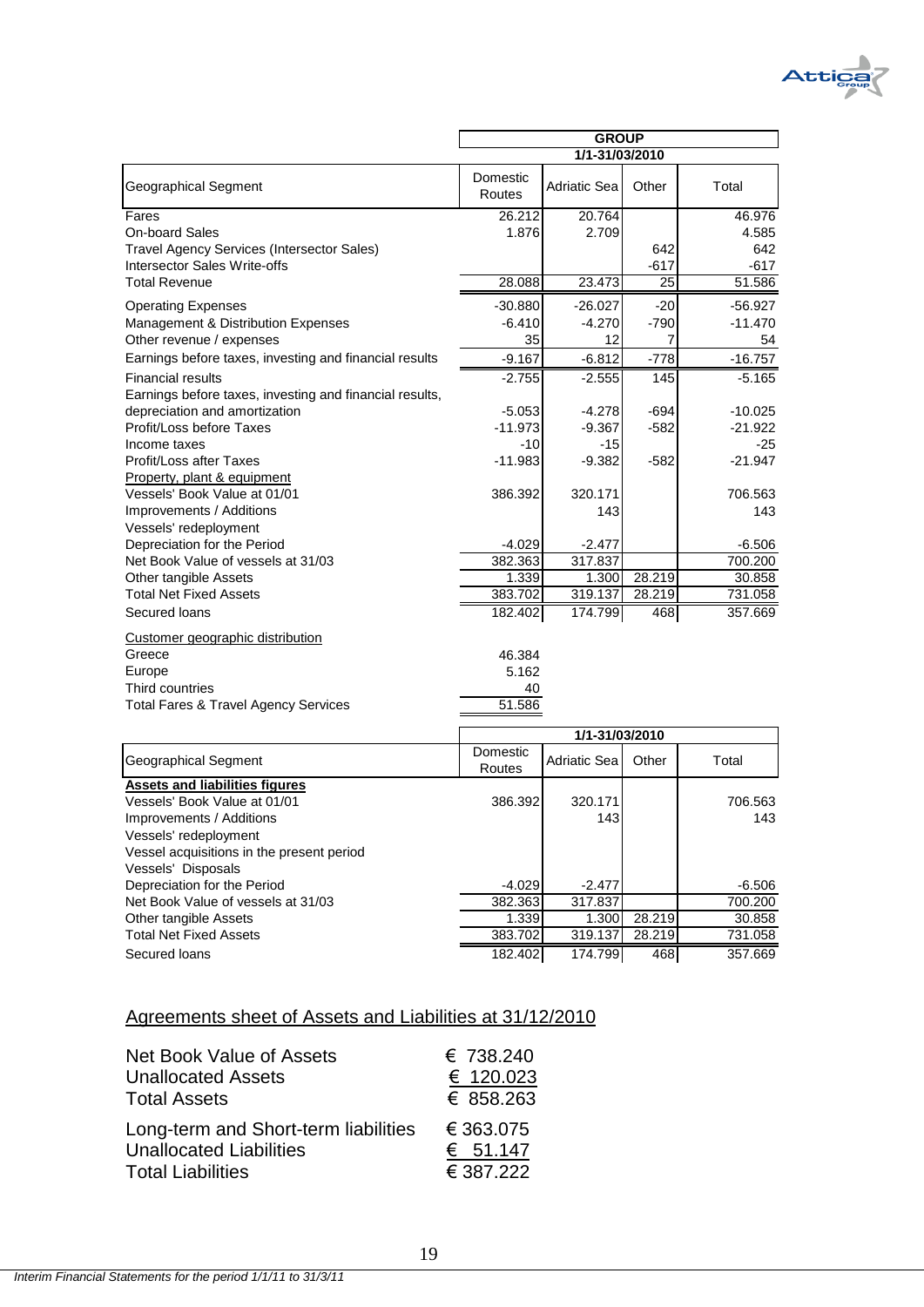| Geographical Segment | GROUP | | | |
|---|---|---|---|---|
| | 1/1-31/03/2010 | | | |
| | Domestic Routes | Adriatic Sea | Other | Total |
| Fares | 26.212 | 20.764 | | 46.976 |
| On-board Sales | 1.876 | 2.709 | | 4.585 |
| Travel Agency Services (Intersector Sales) | | | 642 | 642 |
| Intersector Sales Write-offs | | | -617 | -617 |
| Total Revenue | 28.088 | 23.473 | 25 | 51.586 |
| Operating Expenses | -30.880 | -26.027 | -20 | -56.927 |
| Management & Distribution Expenses | -6.410 | -4.270 | -790 | -11.470 |
| Other revenue / expenses | 35 | 12 | 7 | 54 |
| Earnings before taxes, investing and financial results | -9.167 | -6.812 | -778 | -16.757 |
| Financial results | -2.755 | -2.555 | 145 | -5.165 |
| Earnings before taxes, investing and financial results, depreciation and amortization | -5.053 | -4.278 | -694 | -10.025 |
| Profit/Loss before Taxes | -11.973 | -9.367 | -582 | -21.922 |
| Income taxes | -10 | -15 | | -25 |
| Profit/Loss after Taxes | -11.983 | -9.382 | -582 | -21.947 |
| Property, plant & equipment | | | | |
| Vessels' Book Value at 01/01 | 386.392 | 320.171 | | 706.563 |
| Improvements / Additions | | 143 | | 143 |
| Vessels' redeployment | | | | |
| Depreciation for the Period | -4.029 | -2.477 | | -6.506 |
| Net Book Value of vessels at 31/03 | 382.363 | 317.837 | | 700.200 |
| Other tangible Assets | 1.339 | 1.300 | 28.219 | 30.858 |
| Total Net Fixed Assets | 383.702 | 319.137 | 28.219 | 731.058 |
| Secured loans | 182.402 | 174.799 | 468 | 357.669 |
| Customer geographic distribution | | | | |
| Greece | 46.384 | | | |
| Europe | 5.162 | | | |
| Third countries | 40 | | | |
| Total Fares & Travel Agency Services | 51.586 | | | |

| Geographical Segment | 1/1-31/03/2010 | | | |
|---|---|---|---|---|
| | Domestic Routes | Adriatic Sea | Other | Total |
| **Assets and liabilities figures** | | | | |
| Vessels' Book Value at 01/01 | 386.392 | 320.171 | | 706.563 |
| Improvements / Additions | | 143 | | 143 |
| Vessels' redeployment | | | | |
| Vessel acquisitions in the present period | | | | |
| Vessels' Disposals | | | | |
| Depreciation for the Period | -4.029 | -2.477 | | -6.506 |
| Net Book Value of vessels at 31/03 | 382.363 | 317.837 | | 700.200 |
| Other tangible Assets | 1.339 | 1.300 | 28.219 | 30.858 |
| Total Net Fixed Assets | 383.702 | 319.137 | 28.219 | 731.058 |
| Secured loans | 182.402 | 174.799 | 468 | 357.669 |

## Agreements sheet of Assets and Liabilities at 31/12/2010

| | |
|---|---|
| Net Book Value of Assets | € 738.240 |
| Unallocated Assets | € 120.023 |
| Total Assets | € 858.263 |
| Long-term and Short-term liabilities | € 363.075 |
| Unallocated Liabilities | € 51.147 |
| Total Liabilities | € 387.222 |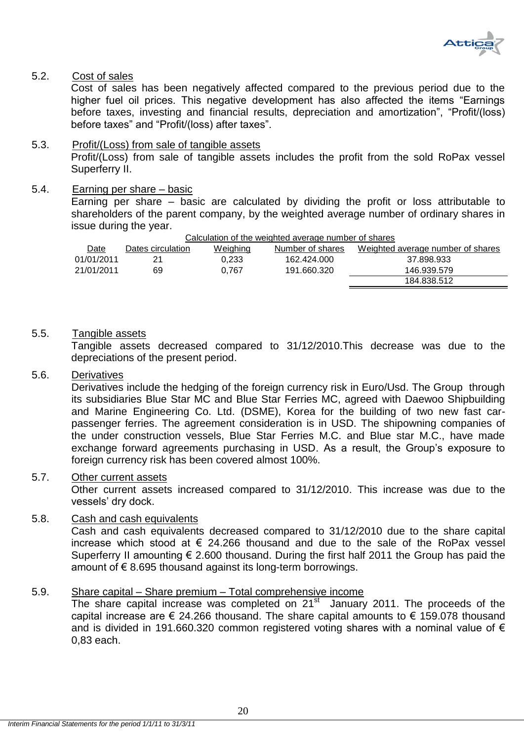5.2. Cost of sales

Cost of sales has been negatively affected compared to the previous period due to the higher fuel oil prices. This negative development has also affected the items "Earnings before taxes, investing and financial results, depreciation and amortization", "Profit/(loss) before taxes" and "Profit/(loss) after taxes".

5.3. Profit/(Loss) from sale of tangible assets

Profit/(Loss) from sale of tangible assets includes the profit from the sold RoPax vessel Superferry II.

5.4. Earning per share – basic

Earning per share – basic are calculated by dividing the profit or loss attributable to shareholders of the parent company, by the weighted average number of ordinary shares in issue during the year.

Calculation of the weighted average number of shares

| Date | Dates circulation | Weighing | Number of shares | Weighted average number of shares |
|---|---|---|---|---|
| 01/01/2011 | 21 | 0,233 | 162.424.000 | 37.898.933 |
| 21/01/2011 | 69 | 0,767 | 191.660.320 | 146.939.579 |
| | | | | 184.838.512 |

5.5. Tangible assets

Tangible assets decreased compared to 31/12/2010.This decrease was due to the depreciations of the present period.

5.6. Derivatives

Derivatives include the hedging of the foreign currency risk in Euro/Usd. The Group through its subsidiaries Blue Star MC and Blue Star Ferries MC, agreed with Daewoo Shipbuilding and Marine Engineering Co. Ltd. (DSME), Korea for the building of two new fast car-passenger ferries. The agreement consideration is in USD. The shipowning companies of the under construction vessels, Blue Star Ferries M.C. and Blue star M.C., have made exchange forward agreements purchasing in USD. As a result, the Group's exposure to foreign currency risk has been covered almost 100%.

5.7. Other current assets

Other current assets increased compared to 31/12/2010. This increase was due to the vessels' dry dock.

5.8. Cash and cash equivalents

Cash and cash equivalents decreased compared to 31/12/2010 due to the share capital increase which stood at € 24.266 thousand and due to the sale of the RoPax vessel Superferry II amounting € 2.600 thousand. During the first half 2011 the Group has paid the amount of € 8.695 thousand against its long-term borrowings.

5.9. Share capital – Share premium – Total comprehensive income

The share capital increase was completed on 21st January 2011. The proceeds of the capital increase are € 24.266 thousand. The share capital amounts to € 159.078 thousand and is divided in 191.660.320 common registered voting shares with a nominal value of € 0,83 each.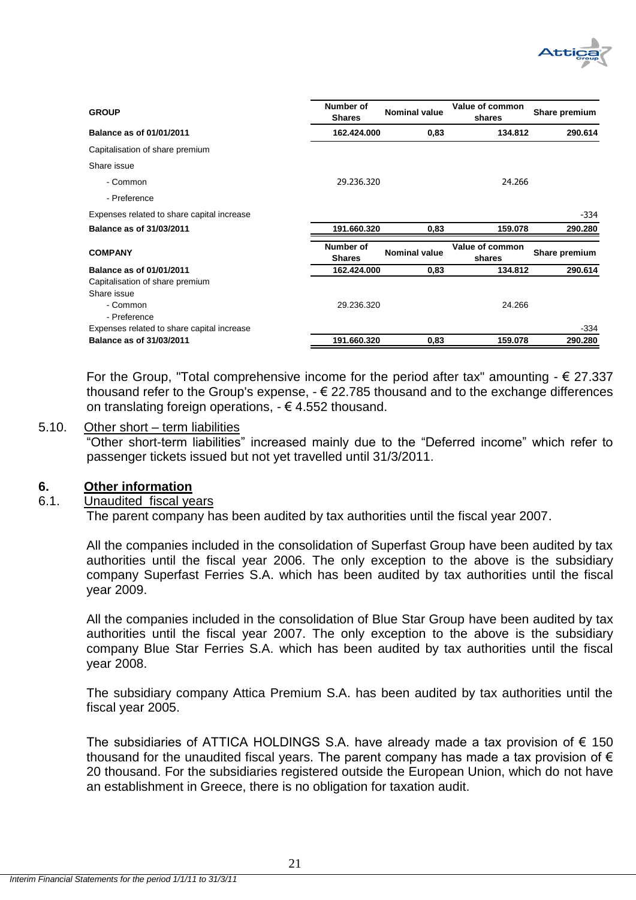| GROUP | Number of Shares | Nominal value | Value of common shares | Share premium |
|---|---|---|---|---|
| **Balance as of 01/01/2011** | **162.424.000** | **0,83** | **134.812** | **290.614** |
| Capitalisation of share premium | | | | |
| Share issue | | | | |
| - Common | 29.236.320 | | 24.266 | |
| - Preference | | | | |
| Expenses related to share capital increase | | | | -334 |
| **Balance as of 31/03/2011** | **191.660.320** | **0,83** | **159.078** | **290.280** |

| COMPANY | Number of Shares | Nominal value | Value of common shares | Share premium |
|---|---|---|---|---|
| **Balance as of 01/01/2011** | **162.424.000** | **0,83** | **134.812** | **290.614** |
| Capitalisation of share premium | | | | |
| Share issue | | | | |
| - Common | 29.236.320 | | 24.266 | |
| - Preference | | | | |
| Expenses related to share capital increase | | | | -334 |
| **Balance as of 31/03/2011** | **191.660.320** | **0,83** | **159.078** | **290.280** |

For the Group, "Total comprehensive income for the period after tax" amounting - € 27.337 thousand refer to the Group's expense, - € 22.785 thousand and to the exchange differences on translating foreign operations, - € 4.552 thousand.

5.10. Other short – term liabilities

"Other short-term liabilities" increased mainly due to the "Deferred income" which refer to passenger tickets issued but not yet travelled until 31/3/2011.

## 6. Other information

### 6.1. Unaudited fiscal years

The parent company has been audited by tax authorities until the fiscal year 2007.

All the companies included in the consolidation of Superfast Group have been audited by tax authorities until the fiscal year 2006. The only exception to the above is the subsidiary company Superfast Ferries S.A. which has been audited by tax authorities until the fiscal year 2009.

All the companies included in the consolidation of Blue Star Group have been audited by tax authorities until the fiscal year 2007. The only exception to the above is the subsidiary company Blue Star Ferries S.A. which has been audited by tax authorities until the fiscal year 2008.

The subsidiary company Attica Premium S.A. has been audited by tax authorities until the fiscal year 2005.

The subsidiaries of ATTICA HOLDINGS S.A. have already made a tax provision of € 150 thousand for the unaudited fiscal years. The parent company has made a tax provision of € 20 thousand. For the subsidiaries registered outside the European Union, which do not have an establishment in Greece, there is no obligation for taxation audit.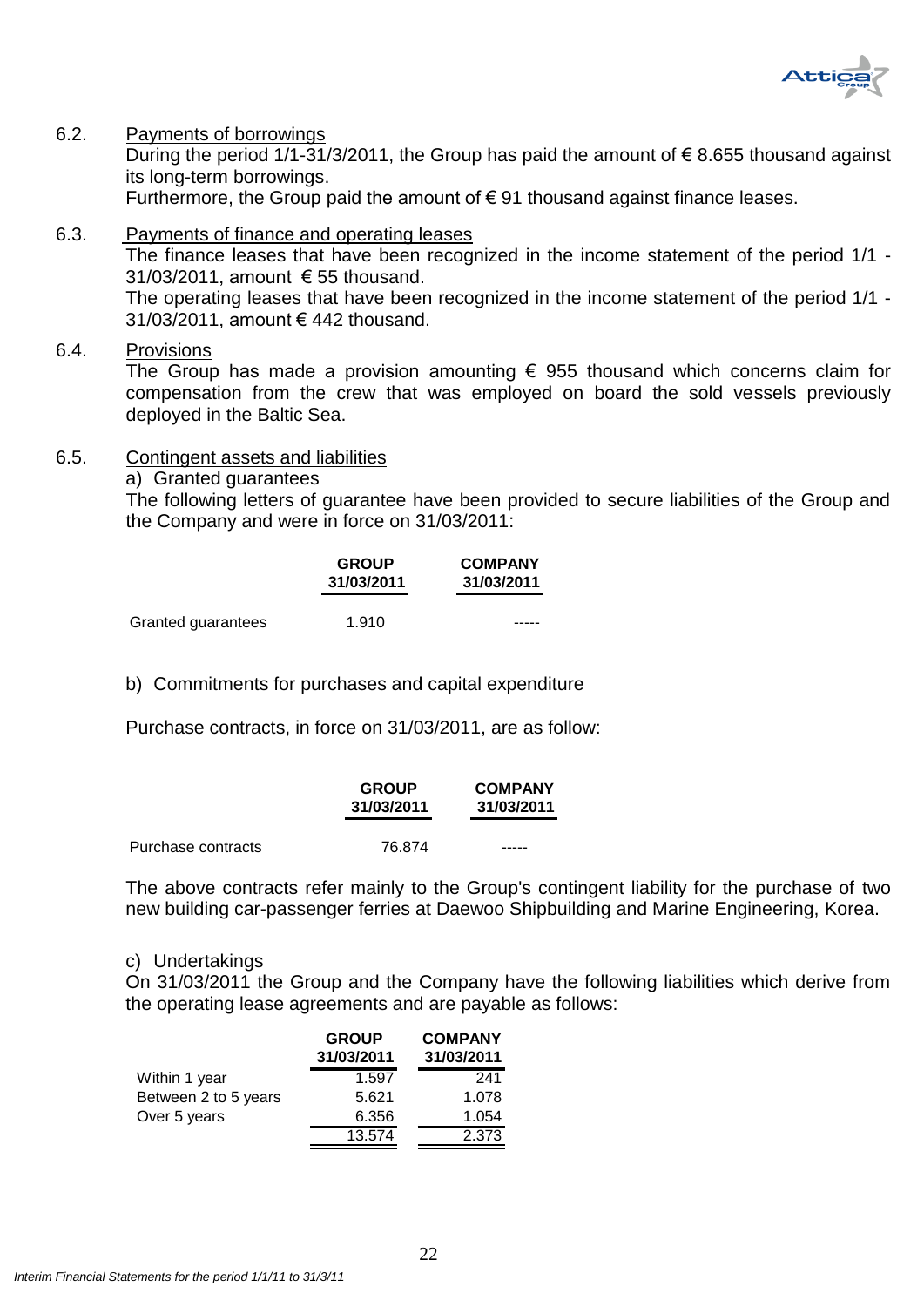### 6.2. Payments of borrowings

During the period 1/1-31/3/2011, the Group has paid the amount of € 8.655 thousand against its long-term borrowings.

Furthermore, the Group paid the amount of € 91 thousand against finance leases.

### 6.3. Payments of finance and operating leases

The finance leases that have been recognized in the income statement of the period 1/1 - 31/03/2011, amount € 55 thousand.

The operating leases that have been recognized in the income statement of the period 1/1 - 31/03/2011, amount € 442 thousand.

### 6.4. Provisions

The Group has made a provision amounting € 955 thousand which concerns claim for compensation from the crew that was employed on board the sold vessels previously deployed in the Baltic Sea.

### 6.5. Contingent assets and liabilities

a) Granted guarantees

The following letters of guarantee have been provided to secure liabilities of the Group and the Company and were in force on 31/03/2011:

| | GROUP 31/03/2011 | COMPANY 31/03/2011 |
|---|---|---|
| Granted guarantees | 1.910 | ----- |

b) Commitments for purchases and capital expenditure

Purchase contracts, in force on 31/03/2011, are as follow:

| | GROUP 31/03/2011 | COMPANY 31/03/2011 |
|---|---|---|
| Purchase contracts | 76.874 | ----- |

The above contracts refer mainly to the Group's contingent liability for the purchase of two new building car-passenger ferries at Daewoo Shipbuilding and Marine Engineering, Korea.

c) Undertakings

On 31/03/2011 the Group and the Company have the following liabilities which derive from the operating lease agreements and are payable as follows:

| | GROUP 31/03/2011 | COMPANY 31/03/2011 |
|---|---|---|
| Within 1 year | 1.597 | 241 |
| Between 2 to 5 years | 5.621 | 1.078 |
| Over 5 years | 6.356 | 1.054 |
| | 13.574 | 2.373 |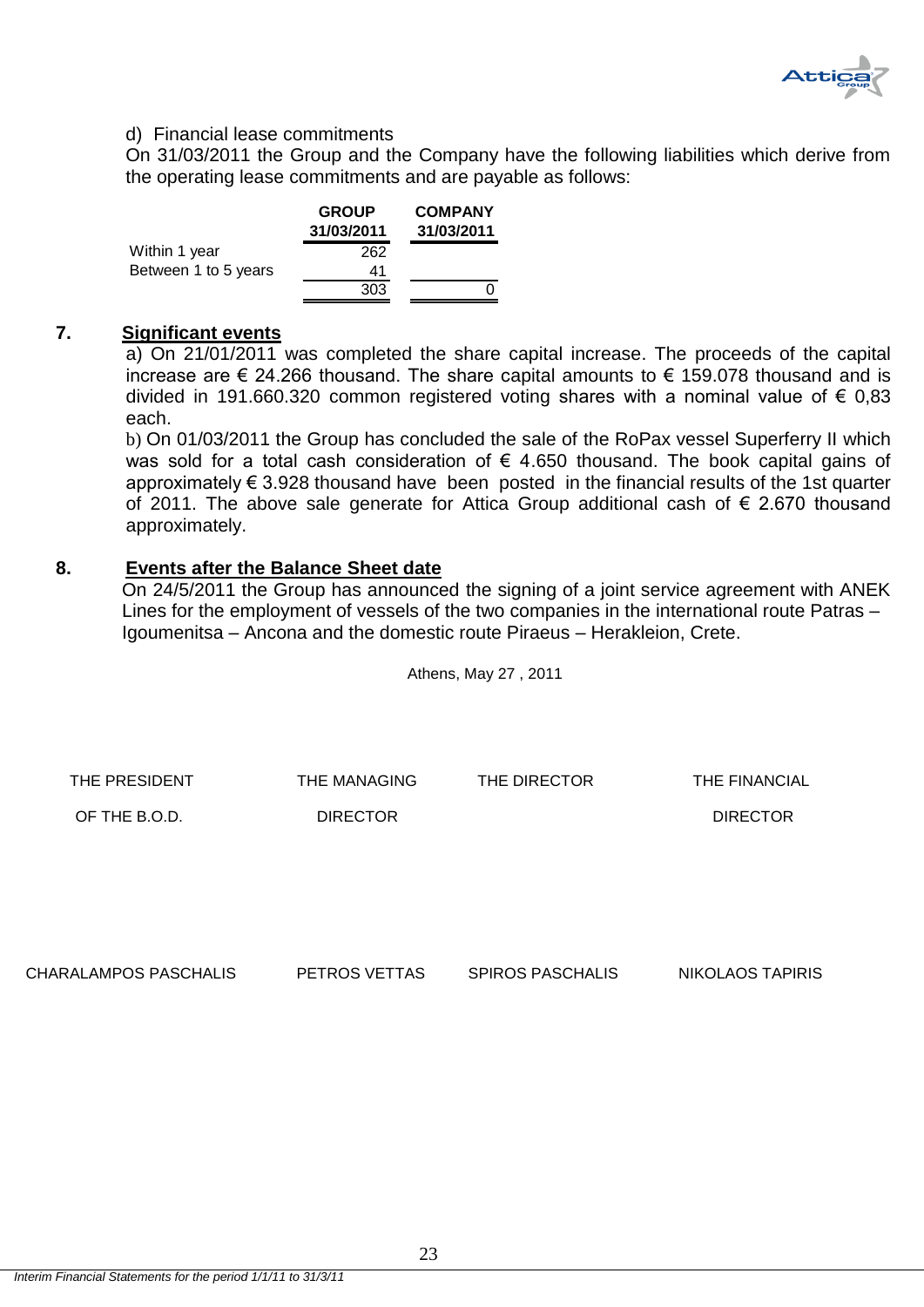d) Financial lease commitments

On 31/03/2011 the Group and the Company have the following liabilities which derive from the operating lease commitments and are payable as follows:

| | GROUP 31/03/2011 | COMPANY 31/03/2011 |
|---|---|---|
| Within 1 year | 262 | |
| Between 1 to 5 years | 41 | |
| | 303 | 0 |

## 7. Significant events

a) On 21/01/2011 was completed the share capital increase. The proceeds of the capital increase are € 24.266 thousand. The share capital amounts to € 159.078 thousand and is divided in 191.660.320 common registered voting shares with a nominal value of € 0,83 each.

b) On 01/03/2011 the Group has concluded the sale of the RoPax vessel Superferry II which was sold for a total cash consideration of € 4.650 thousand. The book capital gains of approximately € 3.928 thousand have been posted in the financial results of the 1st quarter of 2011. The above sale generate for Attica Group additional cash of € 2.670 thousand approximately.

## 8. Events after the Balance Sheet date

On 24/5/2011 the Group has announced the signing of a joint service agreement with ANEK Lines for the employment of vessels of the two companies in the international route Patras – Igoumenitsa – Ancona and the domestic route Piraeus – Herakleion, Crete.

Athens, May 27 , 2011

| THE PRESIDENT OF THE B.O.D. | THE MANAGING DIRECTOR | THE DIRECTOR | THE FINANCIAL DIRECTOR |
|---|---|---|---|
| CHARALAMPOS PASCHALIS | PETROS VETTAS | SPIROS PASCHALIS | NIKOLAOS TAPIRIS |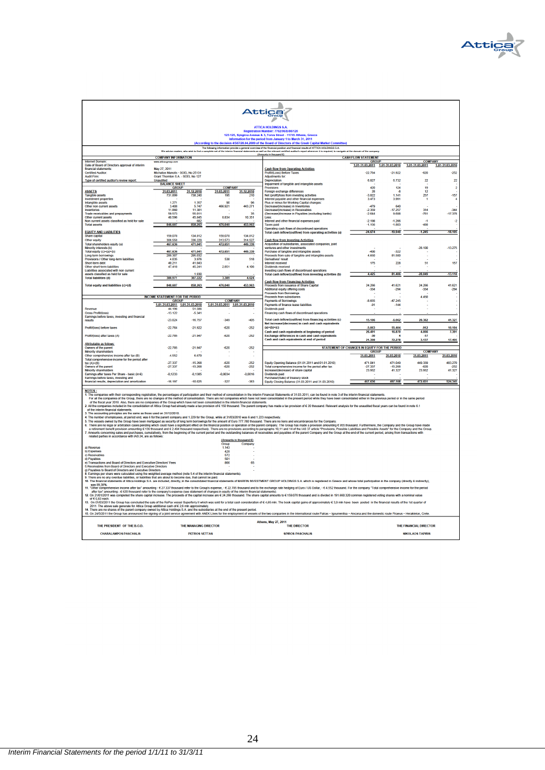# ATTICA HOLDINGS S.A.

Registration Number: 7702/06/B/86/128

123-125, Syngrou Avenue & 3, Torva Street - 11745 Athens, Greece

Information for the period from January 1 to March 31, 2011

(According to the decision 4/507/28.04.2009 of the Board of Directors of the Greek Capital Market Committee)

The following information provide a general overview of the financial position and financial results of ATTICA HOLDINGS S.A.
We advise readers, who wish to find a complete set of the interim financial statements as well as the relevant certified auditor's report whenever it is required, to navigate at the domain of the company.

(Amounts in thousand €)

## COMPANY INFORMATION

| | |
|---|---|
| Internet Domain: | www.attica-group.com |
| Date of Board of Directors approval of interim financial statements: | May 27, 2011 |
| Certified Auditor: | Michalios Manolis - SOEL No 25131 |
| Audit Firm: | Grant Thornton S.A. - SOEL No 127 |
| Type of certified auditor's review report: | Unaudited |

## BALANCE SHEET

| | GROUP | | COMPANY | |
|---|---|---|---|---|
| **ASSETS** | 31.03.2011 | 31.12.2010 | 31.03.2011 | 31.12.2010 |
| Tangible assets | 731.899 | 738.240 | 195 | 210 |
| Investment properties | - | - | - | - |
| Intangible assets | 1.271 | 1.357 | 90 | 96 |
| Other non current assets | 3.408 | 5.747 | 466.921 | 443.271 |
| Inventories | 11.860 | 11.381 | - | - |
| Trade receivables and prepayments | 59.573 | 55.011 | - | 35 |
| Other current assets | 40.596 | 45.845 | 8.834 | 10.351 |
| Non current assets classified as held for sale | - | 682 | - | - |
| **Total assets** | 848.607 | 858.263 | 476.040 | 453.963 |
| **EQUITY AND LIABILITIES** | | | | |
| Share capital | 159.078 | 134.812 | 159.078 | 134.812 |
| Other equity | 308.558 | 336.229 | 313.573 | 314.527 |
| Total shareholders equity (a) | 467.636 | 471.041 | 472.651 | 449.339 |
| Minority interests (b) | - | - | - | - |
| Total equity (c)=(a)+(b) | 467.636 | 471.041 | 472.651 | 449.339 |
| Long-term borrowings | 286.307 | 295.032 | - | - |
| Provisions / Other long-term liabilities | 4.035 | 3.976 | 538 | 518 |
| Short-term debt | 40.211 | 41.043 | - | - |
| Other short-term liabilities | 47.418 | 45.241 | 2.851 | 4.106 |
| Liabilities associated with non current assets classified as held for sale | - | 1.930 | - | - |
| **Total liabilities (d)** | 380.971 | 387.222 | 3.389 | 4.624 |
| **Total equity and liabilities (c)+(d)** | 848.607 | 858.263 | 476.040 | 453.963 |

## INCOME STATEMENT FOR THE PERIOD

| | GROUP | | COMPANY | |
|---|---|---|---|---|
| | 1.01-31.03.2011 | 1.01-31.03.2010 | 1.01-31.03.2011 | 1.01-31.03.2010 |
| Revenue | 44.196 | 51.586 | - | - |
| Gross Profit/(loss) | -13.122 | -5.341 | - | - |
| Earnings before taxes, investing and financial results | -23.024 | -16.757 | -349 | -405 |
| Profit/(loss) before taxes | -22.764 | -21.922 | -620 | -252 |
| Profit/(loss) after taxes (A) | -22.785 | -21.947 | -620 | -252 |
| **Attributable as follows:** | | | | |
| Owners of the parent | -22.785 | -21.947 | -620 | -252 |
| Minority shareholders | - | - | - | - |
| Other comprehensive income after tax (B) | -4.552 | 6.679 | - | - |
| Total comprehensive income for the period after tax (A)+(B) | -27.337 | -15.268 | -620 | -252 |
| Owners of the parent | -27.337 | -15.268 | -620 | -252 |
| Minority shareholders | - | - | - | - |
| Earnings after Taxes Per Share - basic (in €) | -0,1233 | -0,1385 | -0,0034 | -0,0016 |
| Earnings before taxes, investing and financial results, depreciation and amortization | -16.197 | -10.025 | -327 | -383 |

## CASH FLOW STATEMENT

| | GROUP | | COMPANY | |
|---|---|---|---|---|
| | 1.01-31.03.2011 | 1.01-31.03.2010 | 1.01-31.03.2011 | 1.01-31.03.2010 |
| **Cash flow from Operating Activities** | | | | |
| Profit/(Loss) Before Taxes | -22.764 | -21.922 | -620 | -252 |
| Adjustments for: | | | | |
| Depreciation | 6.827 | 6.732 | 22 | 22 |
| Impairment of tangible and intangible assets | - | - | - | - |
| Provisions | 420 | 124 | 19 | 2 |
| Foreign exchange differences | 28 | -8 | 12 | - |
| Net (profit)/loss from investing activities | -3.822 | 1.141 | 257 | -157 |
| Interest payable and other financial expenses | 3.473 | 3.991 | 1 | 4 |
| Plus or minus for Working Capital changes: | | | | |
| Decrease/(increase) in Inventories | -479 | 640 | - | - |
| Decrease/(increase) in Receivables | -2.359 | -17.257 | 314 | -344 |
| (Decrease)/increase in Payables (excluding banks) | -2.684 | 9.688 | -761 | -17.378 |
| Less: | | | | |
| Interest and other financial expenses paid | -2.198 | -1.286 | -1 | -2 |
| Taxes paid | -1.156 | -1.803 | -488 | - |
| Operating cash flows of discontinued operations | - | - | - | - |
| **Total cash inflow/(outflow) from operating activities (a)** | -24.674 | -19.940 | -1.245 | -18.105 |
| **Cash flow from Investing Activities** | | | | |
| Acquisition of subsidiaries, associated companies, joint ventures and other investments | - | - | -28.100 | -13.275 |
| Purchase of tangible and intangible assets | -400 | -322 | - | - |
| Proceeds from sale of tangible and intangible assets | 4.650 | 81.500 | - | - |
| Derivatives' result | - | - | - | - |
| Interest received | 175 | 228 | 51 | 157 |
| Dividends received | - | - | - | - |
| Investing cash flows of discontinued operations | - | - | - | - |
| **Total cash inflow/(outflow) from investing activities (b)** | 4.425 | 81.406 | -28.049 | -13.118 |
| **Cash flow from Financing Activities** | | | | |
| Proceeds from issuance of Share Capital | 24.266 | 41.621 | 24.266 | 41.621 |
| Additional equity offering costs | -334 | -294 | -334 | -294 |
| Proceeds from Borrowings | - | - | - | - |
| Proceeds from subsidiaries | - | - | 4.450 | - |
| Payments of Borrowings | -8.655 | -47.245 | - | - |
| Payments of finance lease liabilities | -91 | -144 | - | - |
| Dividends paid | - | - | - | - |
| Financing cash flows of discontinued operations | - | - | - | - |
| **Total cash inflow/(outflow) from financing activities (c)** | 15.186 | -6.062 | 28.382 | 41.327 |
| Net increase/(decrease) in cash and cash equivalents (a)+(b)+(c) | -5.063 | 55.404 | -912 | 10.104 |
| Cash and cash equivalents at beginning of period | 26.491 | 16.870 | 4.066 | 7.391 |
| Exchange differences in cash and cash equivalents | -30 | 4 | -17 | - |
| **Cash and cash equivalents at end of period** | 21.398 | 72.278 | 3.137 | 17.495 |

## STATEMENT OF CHANGES IN EQUITY FOR THE PERIOD

| | GROUP | | COMPANY | |
|---|---|---|---|---|
| | 31.03.2011 | 31.03.2010 | 31.03.2011 | 31.03.2010 |
| Equity Opening Balance (01.01.2011 and 01.01.2010) | 471.041 | 471.049 | 449.339 | 483.270 |
| Total comprehensive income for the period after tax | -27.337 | -15.268 | -620 | -252 |
| Increase/(decrease) of share capital | 23.932 | 41.327 | 23.932 | 41.327 |
| Dividends paid | - | - | - | - |
| Purchase/(Sale) of treasury stock | - | - | - | - |
| Equity Closing Balance (31.03.2011 and 31.03.2010) | 467.636 | 497.108 | 472.651 | 524.345 |

## NOTES :

1. The companies with their corresponding registration, the percentages of participation and their method of consolidation in the interim Financial Statements of 31.03.2011, can be found in note 3 of the interim financial statements. For all the companies of the Group, there are no changes of the method of consolidation. There are not companies which have not been consolidated in the present period while they have been consolidated either in the previous period or in the same period of the fiscal year 2010. Also, there are no companies of the Group which have not been consolidated in the interim financial statements.
2. All the companies included in the consolidation of Attica Group had already made a tax provision of € 150 thousand. The parent company has made a tax provision of € 20 thousand. Relevant analysis for the unaudited fiscal years can be found in note 6.1 of the interim financial statements.
3. The accounting principles are the same as those used on 31/12/2010.
4. The number of employees, at period end, was 6 for the parent company and 1.229 for the Group, while at 31/03/2010 was 6 and 1.223 respectively.
5. The vessels owned by the Group have been mortgaged as security of long term borrowings for the amount of Euro 777.780 thousand. There are no liens and encumbrances for the Company.
6. There are no legal or arbitration cases pending which could have a significant effect on the financial position or operation of the parent company. The Group has made a provision amounting € 955 thousand. Furthermore, the Company and the Group have made a retirement benefit provision amounting € 139 thousand and € 2.494 thousand respectively. There are no provisions according to paragraphs 10,11 and 14 of the IAS 37 article "Provisions, Possible Liabilities and Possible Assets" for the Company and the Group.
7. Amounts concerning sales and purchases, cumulatively, from the beginning of the current period and the outstanding balances of receivables and payables of the parent Company and the Group at the end of the current period, arising from transactions with related parties in accordance with IAS 24, are as follows:

| | (Amounts in thousand €) | |
|---|---|---|
| | Group | Company |
| a) Revenue | 1.143 | - |
| b) Expenses | 426 | - |
| c) Receivables | 572 | - |
| d) Payables | 501 | - |
| e) Transactions and Board of Directors and Executive Directors' Fees | 866 | 65 |
| f) Receivables from Board of Directors and Executive Directors | - | - |
| g) Payables to Board of Directors and Executive Directors | - | - |

8. Earnings per share were calculated using the weighted average method (note 5.4 of the interim financial statements).
9. There are no any overdue liabilities, or liabilities that are about to become due, that cannot be paid.
10. The financial statements of Attica Holdings S.A. are included, directly, in the consolidated financial statements of MARFIN INVESTMENT GROUP HOLDINGS S.A. which is registered in Greece and whose total participation in the company (directly & indirectly), was 89,38%.
11. "Other comprehensive income after tax" amounting - € 27.337 thousand refer to the Group's expense, - € 22.785 thousand and to the exchange rate hedging of Euro / US Dollar, - € 4.552 thousand. For the company "Total comprehensive income for the period after tax" amounting - € 620 thousand refer to the company's expense (see statement of changes in equity of the interim financial statements).
12. On 21/01/2011 was completed the share capital increase. The proceeds of the capital increase are € 24.266 thousand. The share capital amounts to € 159.078 thousand and is divided in 191.660.320 common registered voting shares with a nominal value of € 0,83 each.
13. On 01/03/2011 the Group has concluded the sale of the RoPax vessel Superferry II which was sold for a total cash consideration of € 4,65 mln. The book capital gains of approximately € 3,9 mln have been posted in the financial results of the 1st quarter of 2011. The above sale generate for Attica Group additional cash of € 2,6 mln approximately.
14. There are no shares of the parent company owned by Attica Holdings S.A. and the subsidiaries at the end of the present period.
15. On 24/5/2011 the Group has announced the signing of a joint service agreement with ANEK Lines for the employment of vessels of the two companies in the international route Patras – Igoumenitsa – Ancona and the domestic route Piraeus – Heraklion, Crete.

Athens, May 27, 2011

| THE PRESIDENT OF THE B.O.D. | THE MANAGING DIRECTOR | THE DIRECTOR | THE FINANCIAL DIRECTOR |
|---|---|---|---|
| CHARALAMPOS PASCHALIS | PETROS VETTAS | SPIROS PASCHALIS | NIKOLAOS TAPIRIS |